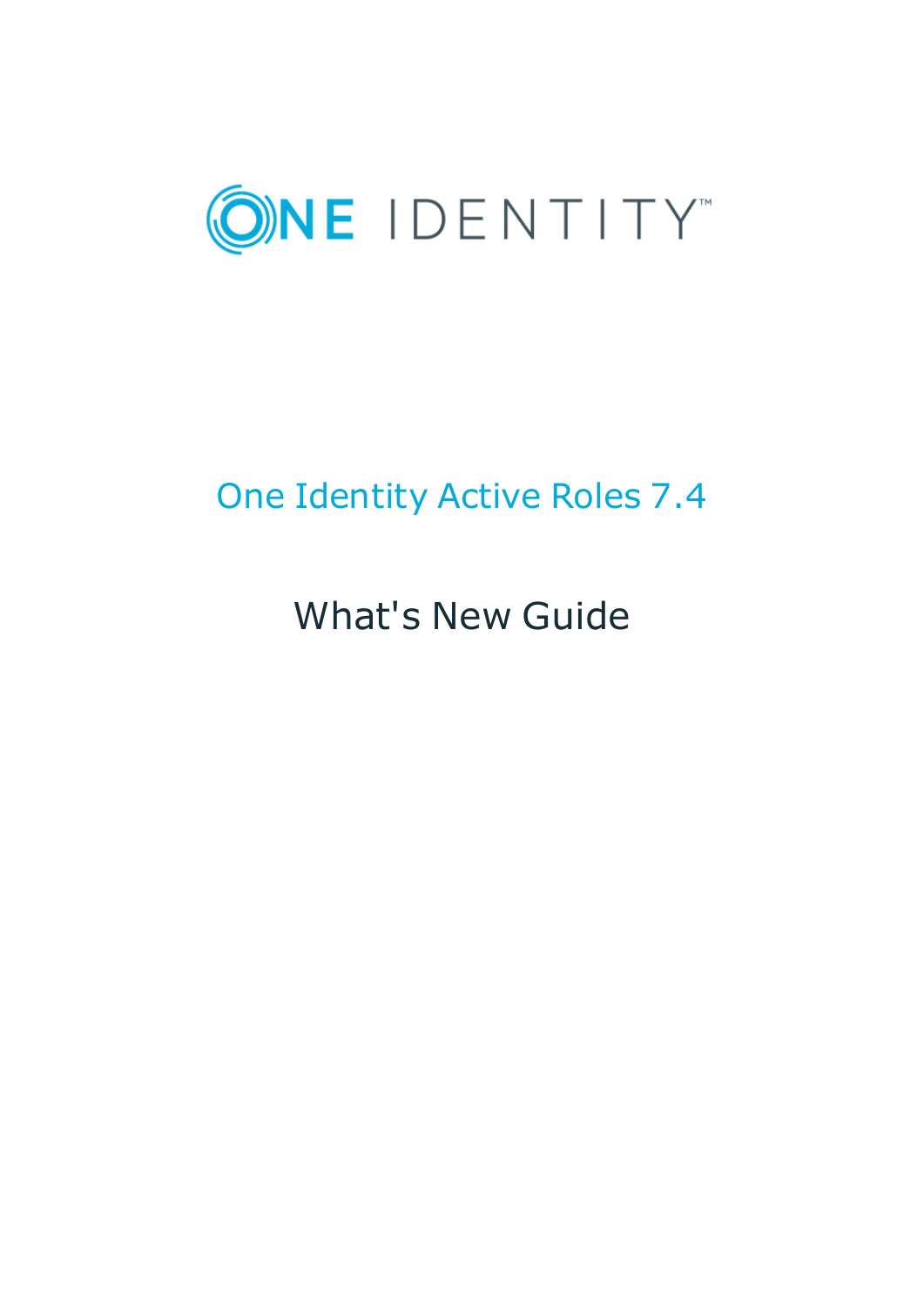ONE IDENTITY™

# One Identity Active Roles 7.4

## What's New Guide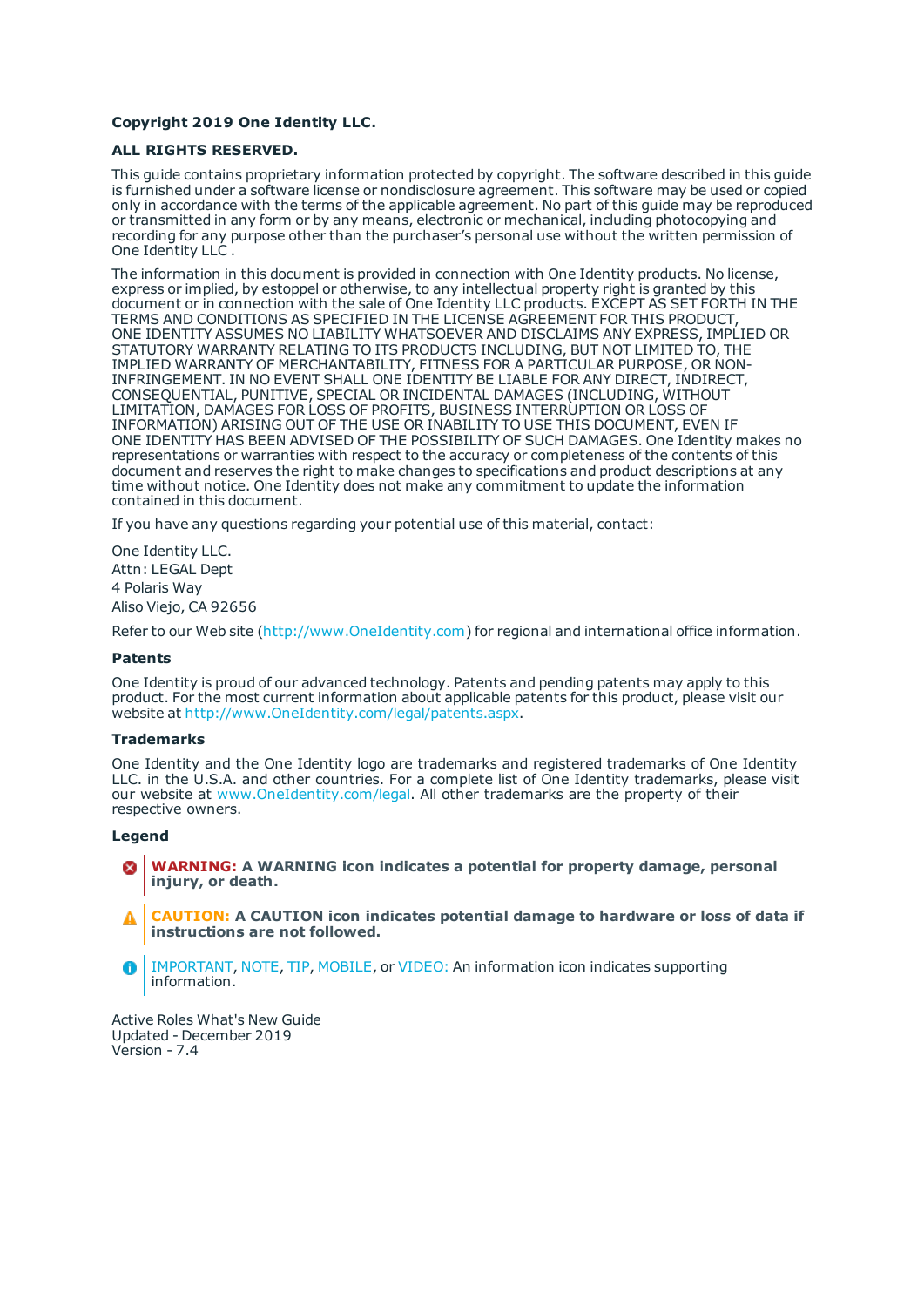**Copyright 2019 One Identity LLC.**

**ALL RIGHTS RESERVED.**

This guide contains proprietary information protected by copyright. The software described in this guide is furnished under a software license or nondisclosure agreement. This software may be used or copied only in accordance with the terms of the applicable agreement. No part of this guide may be reproduced or transmitted in any form or by any means, electronic or mechanical, including photocopying and recording for any purpose other than the purchaser's personal use without the written permission of One Identity LLC .

The information in this document is provided in connection with One Identity products. No license, express or implied, by estoppel or otherwise, to any intellectual property right is granted by this document or in connection with the sale of One Identity LLC products. EXCEPT AS SET FORTH IN THE TERMS AND CONDITIONS AS SPECIFIED IN THE LICENSE AGREEMENT FOR THIS PRODUCT, ONE IDENTITY ASSUMES NO LIABILITY WHATSOEVER AND DISCLAIMS ANY EXPRESS, IMPLIED OR STATUTORY WARRANTY RELATING TO ITS PRODUCTS INCLUDING, BUT NOT LIMITED TO, THE IMPLIED WARRANTY OF MERCHANTABILITY, FITNESS FOR A PARTICULAR PURPOSE, OR NON-INFRINGEMENT. IN NO EVENT SHALL ONE IDENTITY BE LIABLE FOR ANY DIRECT, INDIRECT, CONSEQUENTIAL, PUNITIVE, SPECIAL OR INCIDENTAL DAMAGES (INCLUDING, WITHOUT LIMITATION, DAMAGES FOR LOSS OF PROFITS, BUSINESS INTERRUPTION OR LOSS OF INFORMATION) ARISING OUT OF THE USE OR INABILITY TO USE THIS DOCUMENT, EVEN IF ONE IDENTITY HAS BEEN ADVISED OF THE POSSIBILITY OF SUCH DAMAGES. One Identity makes no representations or warranties with respect to the accuracy or completeness of the contents of this document and reserves the right to make changes to specifications and product descriptions at any time without notice. One Identity does not make any commitment to update the information contained in this document.

If you have any questions regarding your potential use of this material, contact:

One Identity LLC.
Attn: LEGAL Dept
4 Polaris Way
Aliso Viejo, CA 92656

Refer to our Web site (http://www.OneIdentity.com) for regional and international office information.

### Patents

One Identity is proud of our advanced technology. Patents and pending patents may apply to this product. For the most current information about applicable patents for this product, please visit our website at http://www.OneIdentity.com/legal/patents.aspx.

### Trademarks

One Identity and the One Identity logo are trademarks and registered trademarks of One Identity LLC. in the U.S.A. and other countries. For a complete list of One Identity trademarks, please visit our website at www.OneIdentity.com/legal. All other trademarks are the property of their respective owners.

### Legend

**WARNING: A WARNING icon indicates a potential for property damage, personal injury, or death.**

**CAUTION: A CAUTION icon indicates potential damage to hardware or loss of data if instructions are not followed.**

IMPORTANT, NOTE, TIP, MOBILE, or VIDEO: An information icon indicates supporting information.

Active Roles What's New Guide
Updated - December 2019
Version - 7.4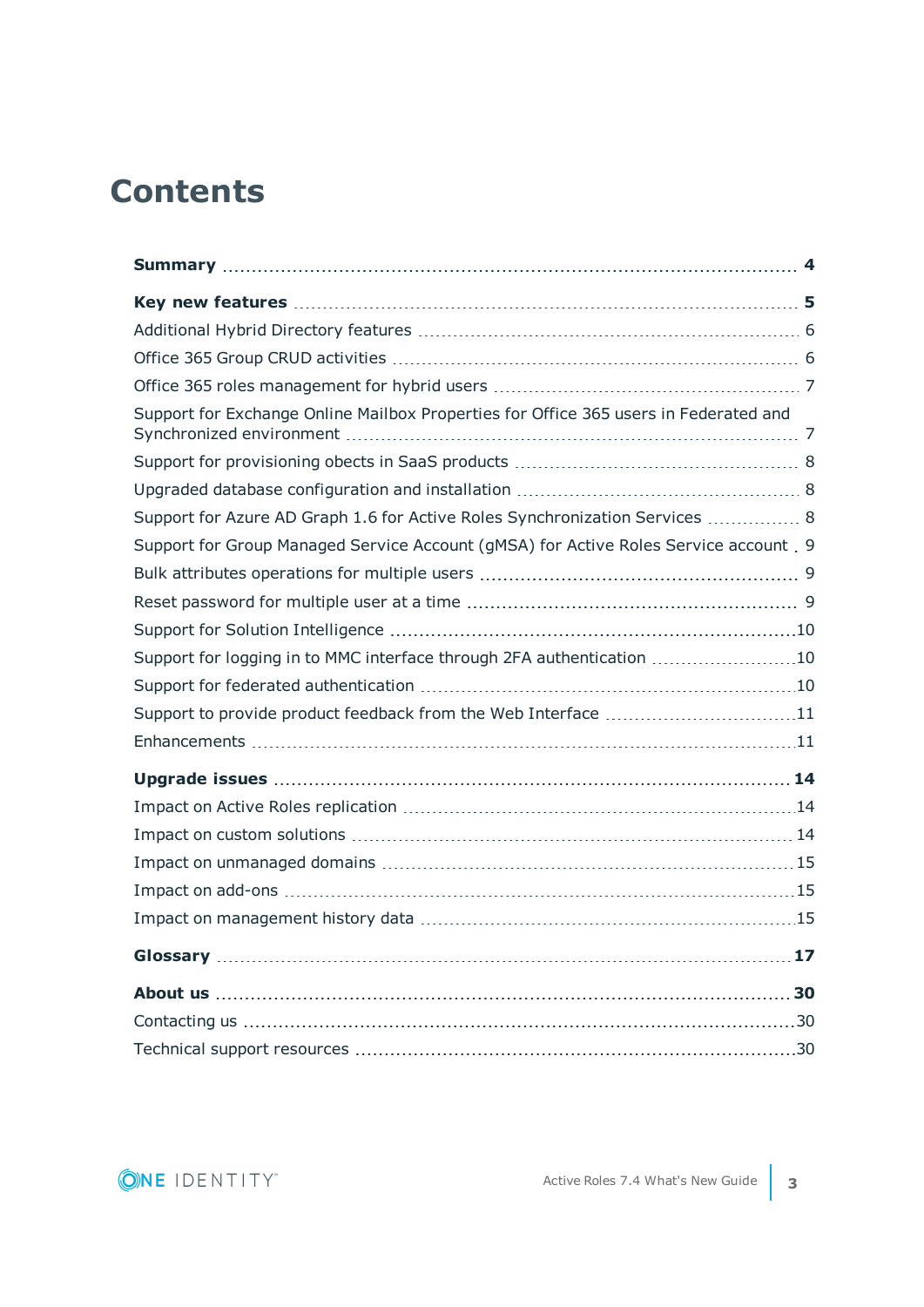# Contents

**Summary** 4

**Key new features** 5

Additional Hybrid Directory features 6

Office 365 Group CRUD activities 6

Office 365 roles management for hybrid users 7

Support for Exchange Online Mailbox Properties for Office 365 users in Federated and Synchronized environment 7

Support for provisioning obects in SaaS products 8

Upgraded database configuration and installation 8

Support for Azure AD Graph 1.6 for Active Roles Synchronization Services 8

Support for Group Managed Service Account (gMSA) for Active Roles Service account 9

Bulk attributes operations for multiple users 9

Reset password for multiple user at a time 9

Support for Solution Intelligence 10

Support for logging in to MMC interface through 2FA authentication 10

Support for federated authentication 10

Support to provide product feedback from the Web Interface 11

Enhancements 11

**Upgrade issues** 14

Impact on Active Roles replication 14

Impact on custom solutions 14

Impact on unmanaged domains 15

Impact on add-ons 15

Impact on management history data 15

**Glossary** 17

**About us** 30

Contacting us 30

Technical support resources 30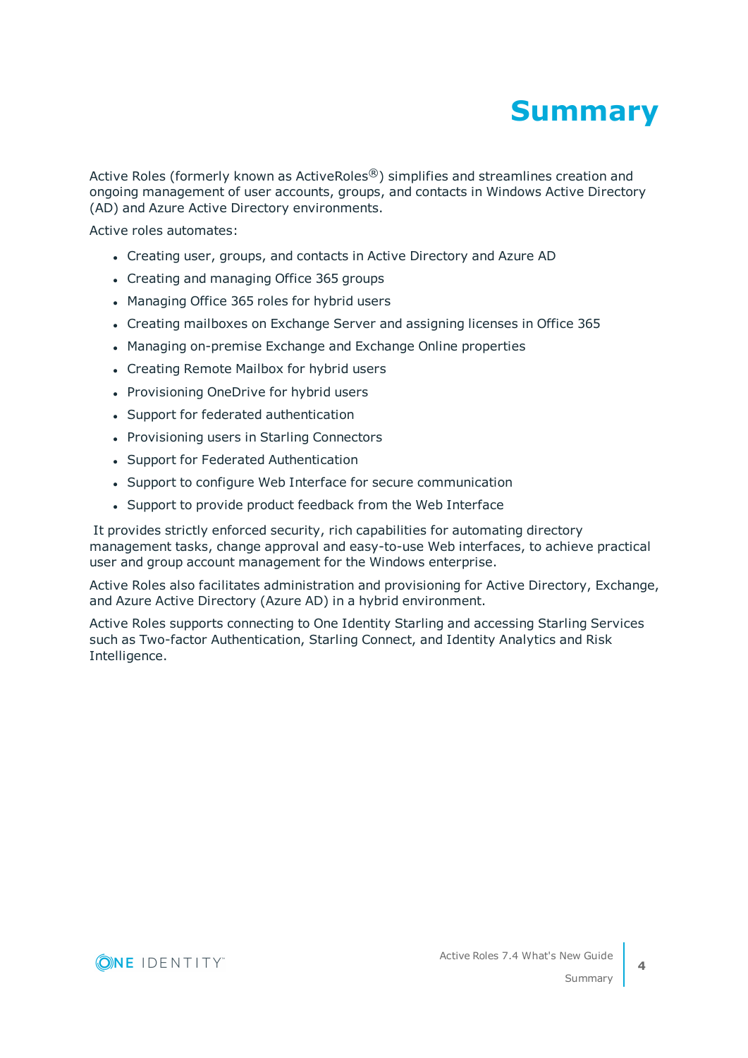# Summary

Active Roles (formerly known as ActiveRoles®) simplifies and streamlines creation and ongoing management of user accounts, groups, and contacts in Windows Active Directory (AD) and Azure Active Directory environments.

Active roles automates:

- Creating user, groups, and contacts in Active Directory and Azure AD
- Creating and managing Office 365 groups
- Managing Office 365 roles for hybrid users
- Creating mailboxes on Exchange Server and assigning licenses in Office 365
- Managing on-premise Exchange and Exchange Online properties
- Creating Remote Mailbox for hybrid users
- Provisioning OneDrive for hybrid users
- Support for federated authentication
- Provisioning users in Starling Connectors
- Support for Federated Authentication
- Support to configure Web Interface for secure communication
- Support to provide product feedback from the Web Interface

It provides strictly enforced security, rich capabilities for automating directory management tasks, change approval and easy-to-use Web interfaces, to achieve practical user and group account management for the Windows enterprise.

Active Roles also facilitates administration and provisioning for Active Directory, Exchange, and Azure Active Directory (Azure AD) in a hybrid environment.

Active Roles supports connecting to One Identity Starling and accessing Starling Services such as Two-factor Authentication, Starling Connect, and Identity Analytics and Risk Intelligence.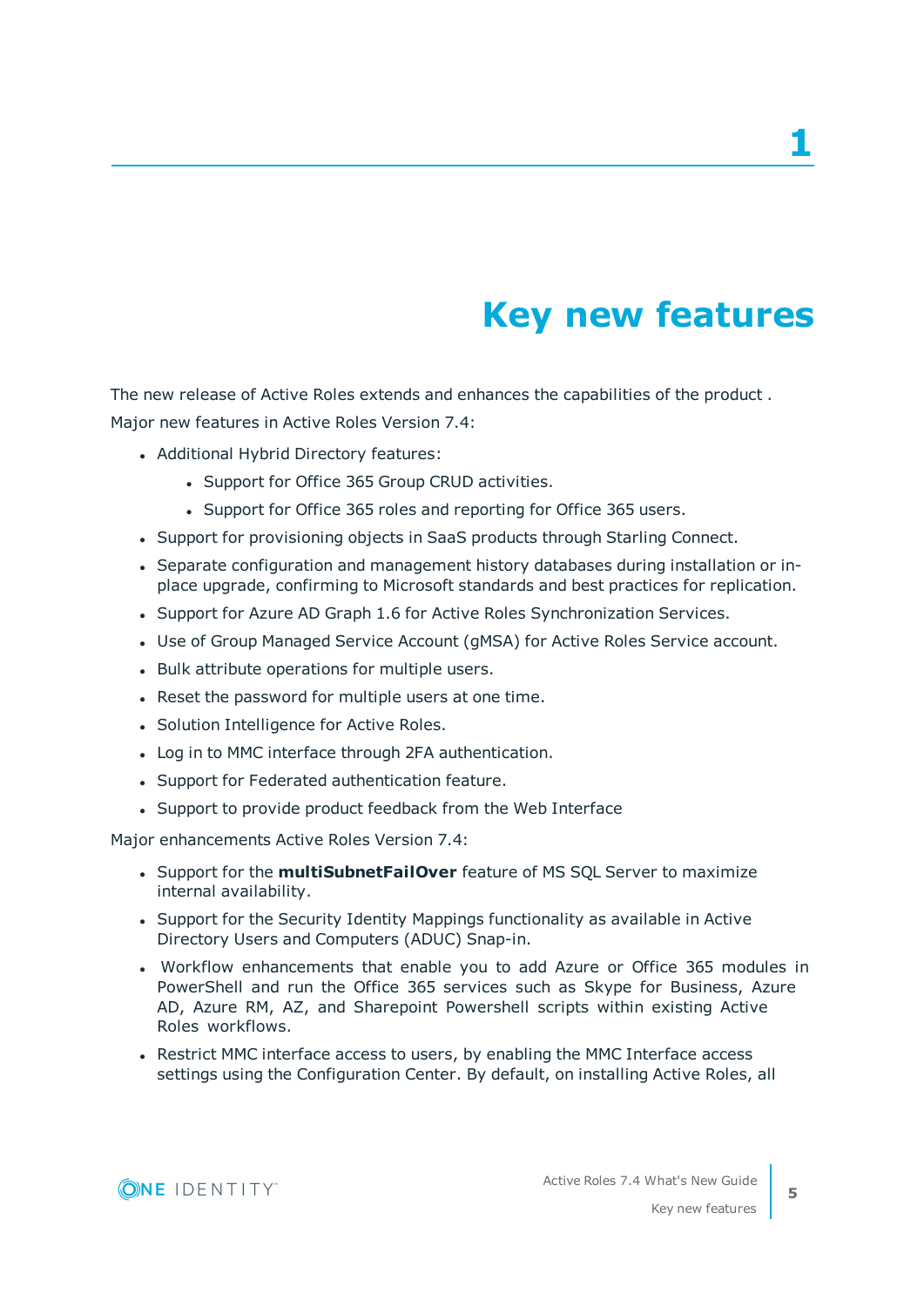# 1 Key new features

The new release of Active Roles extends and enhances the capabilities of the product .

Major new features in Active Roles Version 7.4:

- Additional Hybrid Directory features:
  - Support for Office 365 Group CRUD activities.
  - Support for Office 365 roles and reporting for Office 365 users.
- Support for provisioning objects in SaaS products through Starling Connect.
- Separate configuration and management history databases during installation or in-place upgrade, confirming to Microsoft standards and best practices for replication.
- Support for Azure AD Graph 1.6 for Active Roles Synchronization Services.
- Use of Group Managed Service Account (gMSA) for Active Roles Service account.
- Bulk attribute operations for multiple users.
- Reset the password for multiple users at one time.
- Solution Intelligence for Active Roles.
- Log in to MMC interface through 2FA authentication.
- Support for Federated authentication feature.
- Support to provide product feedback from the Web Interface

Major enhancements Active Roles Version 7.4:

- Support for the **multiSubnetFailOver** feature of MS SQL Server to maximize internal availability.
- Support for the Security Identity Mappings functionality as available in Active Directory Users and Computers (ADUC) Snap-in.
- Workflow enhancements that enable you to add Azure or Office 365 modules in PowerShell and run the Office 365 services such as Skype for Business, Azure AD, Azure RM, AZ, and Sharepoint Powershell scripts within existing Active Roles workflows.
- Restrict MMC interface access to users, by enabling the MMC Interface access settings using the Configuration Center. By default, on installing Active Roles, all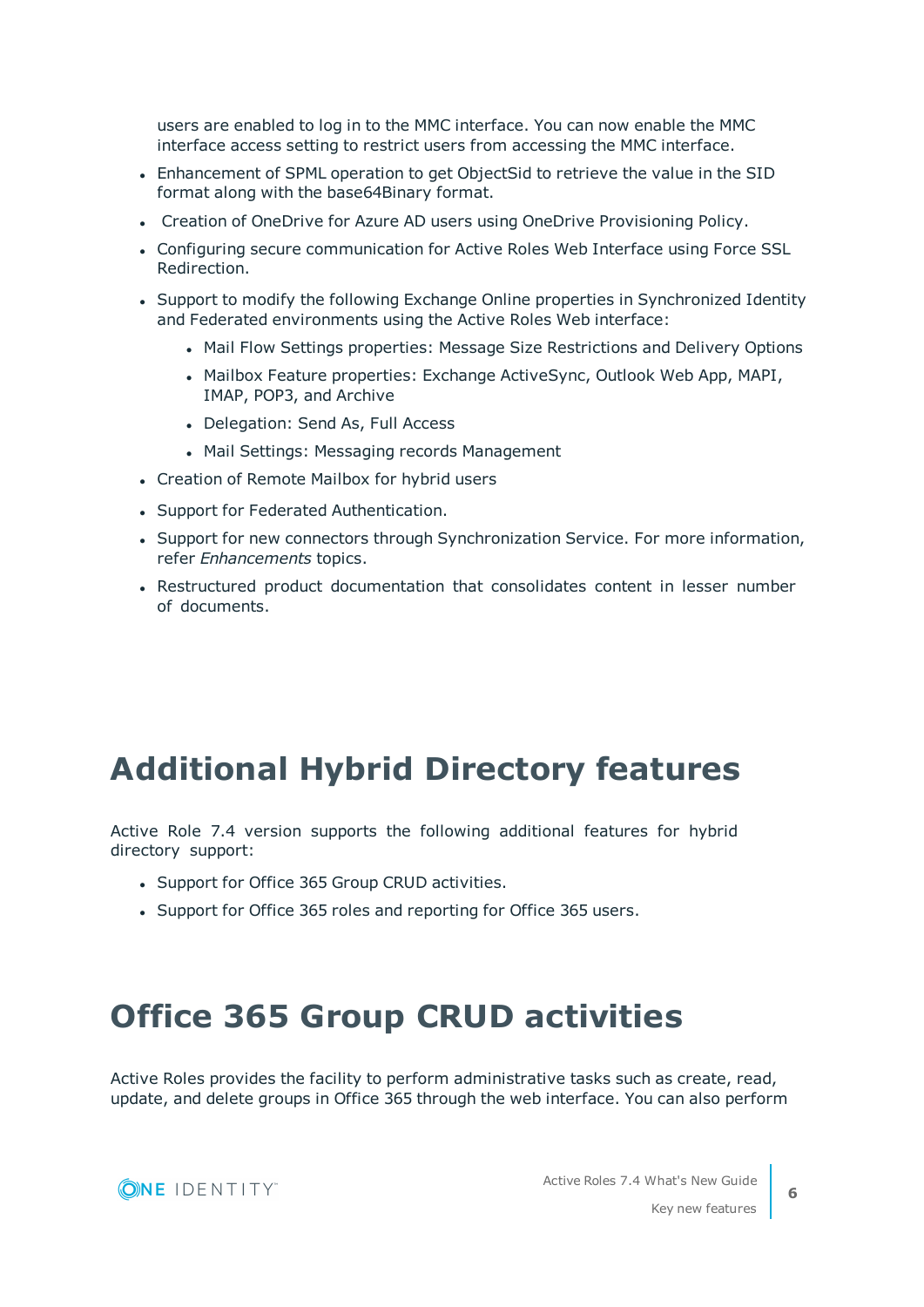users are enabled to log in to the MMC interface. You can now enable the MMC interface access setting to restrict users from accessing the MMC interface.

- Enhancement of SPML operation to get ObjectSid to retrieve the value in the SID format along with the base64Binary format.
- Creation of OneDrive for Azure AD users using OneDrive Provisioning Policy.
- Configuring secure communication for Active Roles Web Interface using Force SSL Redirection.
- Support to modify the following Exchange Online properties in Synchronized Identity and Federated environments using the Active Roles Web interface:
    - Mail Flow Settings properties: Message Size Restrictions and Delivery Options
    - Mailbox Feature properties: Exchange ActiveSync, Outlook Web App, MAPI, IMAP, POP3, and Archive
    - Delegation: Send As, Full Access
    - Mail Settings: Messaging records Management
- Creation of Remote Mailbox for hybrid users
- Support for Federated Authentication.
- Support for new connectors through Synchronization Service. For more information, refer *Enhancements* topics.
- Restructured product documentation that consolidates content in lesser number of documents.

# Additional Hybrid Directory features

Active Role 7.4 version supports the following additional features for hybrid directory support:

- Support for Office 365 Group CRUD activities.
- Support for Office 365 roles and reporting for Office 365 users.

# Office 365 Group CRUD activities

Active Roles provides the facility to perform administrative tasks such as create, read, update, and delete groups in Office 365 through the web interface. You can also perform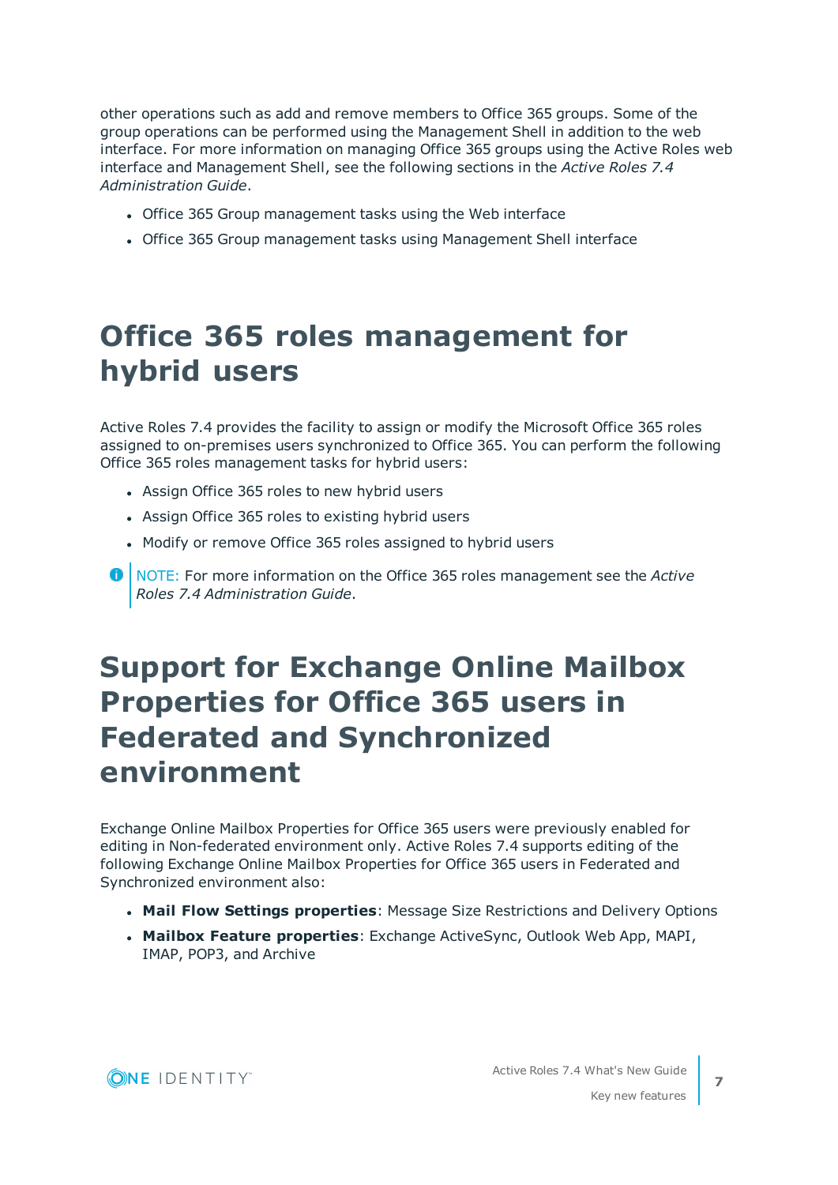other operations such as add and remove members to Office 365 groups. Some of the group operations can be performed using the Management Shell in addition to the web interface. For more information on managing Office 365 groups using the Active Roles web interface and Management Shell, see the following sections in the *Active Roles 7.4 Administration Guide*.

- Office 365 Group management tasks using the Web interface
- Office 365 Group management tasks using Management Shell interface

# Office 365 roles management for hybrid users

Active Roles 7.4 provides the facility to assign or modify the Microsoft Office 365 roles assigned to on-premises users synchronized to Office 365. You can perform the following Office 365 roles management tasks for hybrid users:

- Assign Office 365 roles to new hybrid users
- Assign Office 365 roles to existing hybrid users
- Modify or remove Office 365 roles assigned to hybrid users

NOTE: For more information on the Office 365 roles management see the *Active Roles 7.4 Administration Guide*.

# Support for Exchange Online Mailbox Properties for Office 365 users in Federated and Synchronized environment

Exchange Online Mailbox Properties for Office 365 users were previously enabled for editing in Non-federated environment only. Active Roles 7.4 supports editing of the following Exchange Online Mailbox Properties for Office 365 users in Federated and Synchronized environment also:

- **Mail Flow Settings properties**: Message Size Restrictions and Delivery Options
- **Mailbox Feature properties**: Exchange ActiveSync, Outlook Web App, MAPI, IMAP, POP3, and Archive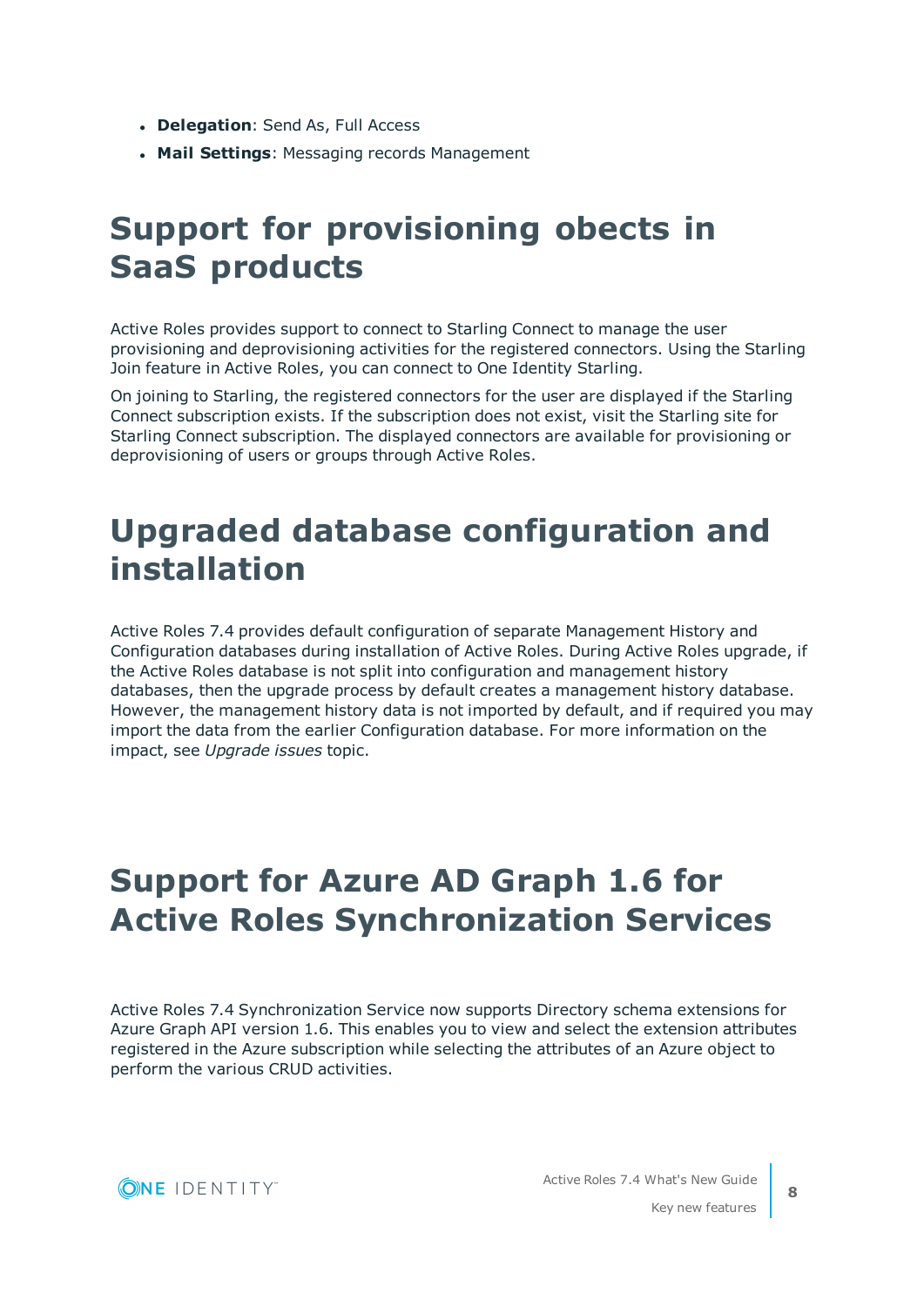- **Delegation**: Send As, Full Access
- **Mail Settings**: Messaging records Management

# Support for provisioning obects in SaaS products

Active Roles provides support to connect to Starling Connect to manage the user provisioning and deprovisioning activities for the registered connectors. Using the Starling Join feature in Active Roles, you can connect to One Identity Starling.

On joining to Starling, the registered connectors for the user are displayed if the Starling Connect subscription exists. If the subscription does not exist, visit the Starling site for Starling Connect subscription. The displayed connectors are available for provisioning or deprovisioning of users or groups through Active Roles.

# Upgraded database configuration and installation

Active Roles 7.4 provides default configuration of separate Management History and Configuration databases during installation of Active Roles. During Active Roles upgrade, if the Active Roles database is not split into configuration and management history databases, then the upgrade process by default creates a management history database. However, the management history data is not imported by default, and if required you may import the data from the earlier Configuration database. For more information on the impact, see *Upgrade issues* topic.

# Support for Azure AD Graph 1.6 for Active Roles Synchronization Services

Active Roles 7.4 Synchronization Service now supports Directory schema extensions for Azure Graph API version 1.6. This enables you to view and select the extension attributes registered in the Azure subscription while selecting the attributes of an Azure object to perform the various CRUD activities.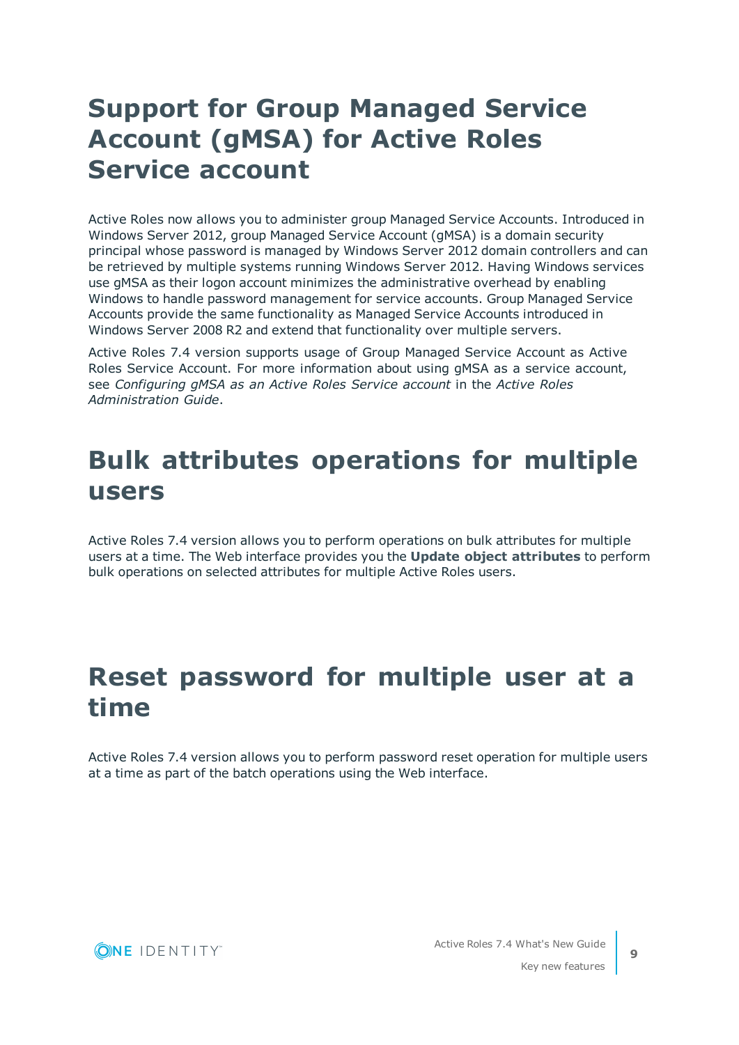# Support for Group Managed Service Account (gMSA) for Active Roles Service account

Active Roles now allows you to administer group Managed Service Accounts. Introduced in Windows Server 2012, group Managed Service Account (gMSA) is a domain security principal whose password is managed by Windows Server 2012 domain controllers and can be retrieved by multiple systems running Windows Server 2012. Having Windows services use gMSA as their logon account minimizes the administrative overhead by enabling Windows to handle password management for service accounts. Group Managed Service Accounts provide the same functionality as Managed Service Accounts introduced in Windows Server 2008 R2 and extend that functionality over multiple servers.

Active Roles 7.4 version supports usage of Group Managed Service Account as Active Roles Service Account. For more information about using gMSA as a service account, see *Configuring gMSA as an Active Roles Service account* in the *Active Roles Administration Guide*.

# Bulk attributes operations for multiple users

Active Roles 7.4 version allows you to perform operations on bulk attributes for multiple users at a time. The Web interface provides you the **Update object attributes** to perform bulk operations on selected attributes for multiple Active Roles users.

# Reset password for multiple user at a time

Active Roles 7.4 version allows you to perform password reset operation for multiple users at a time as part of the batch operations using the Web interface.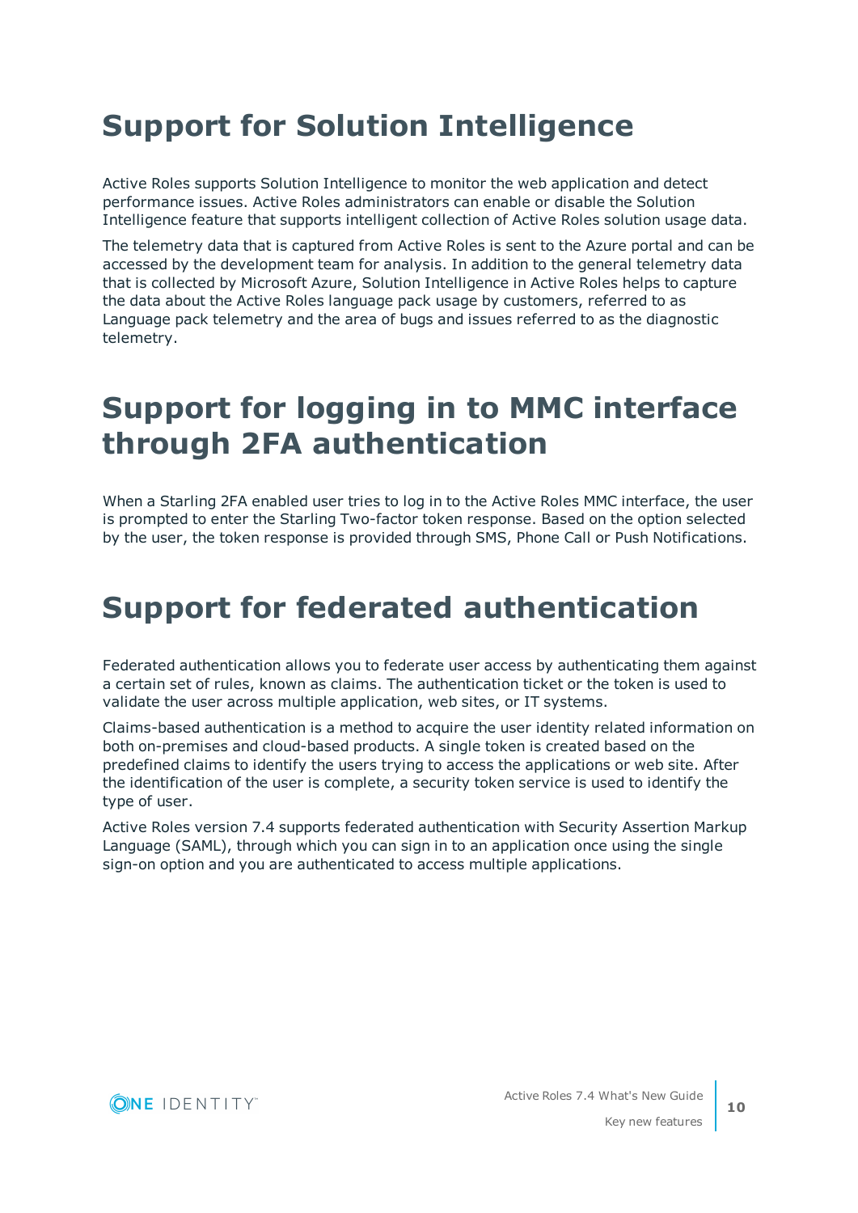# Support for Solution Intelligence

Active Roles supports Solution Intelligence to monitor the web application and detect performance issues. Active Roles administrators can enable or disable the Solution Intelligence feature that supports intelligent collection of Active Roles solution usage data.

The telemetry data that is captured from Active Roles is sent to the Azure portal and can be accessed by the development team for analysis. In addition to the general telemetry data that is collected by Microsoft Azure, Solution Intelligence in Active Roles helps to capture the data about the Active Roles language pack usage by customers, referred to as Language pack telemetry and the area of bugs and issues referred to as the diagnostic telemetry.

# Support for logging in to MMC interface through 2FA authentication

When a Starling 2FA enabled user tries to log in to the Active Roles MMC interface, the user is prompted to enter the Starling Two-factor token response. Based on the option selected by the user, the token response is provided through SMS, Phone Call or Push Notifications.

# Support for federated authentication

Federated authentication allows you to federate user access by authenticating them against a certain set of rules, known as claims. The authentication ticket or the token is used to validate the user across multiple application, web sites, or IT systems.

Claims-based authentication is a method to acquire the user identity related information on both on-premises and cloud-based products. A single token is created based on the predefined claims to identify the users trying to access the applications or web site. After the identification of the user is complete, a security token service is used to identify the type of user.

Active Roles version 7.4 supports federated authentication with Security Assertion Markup Language (SAML), through which you can sign in to an application once using the single sign-on option and you are authenticated to access multiple applications.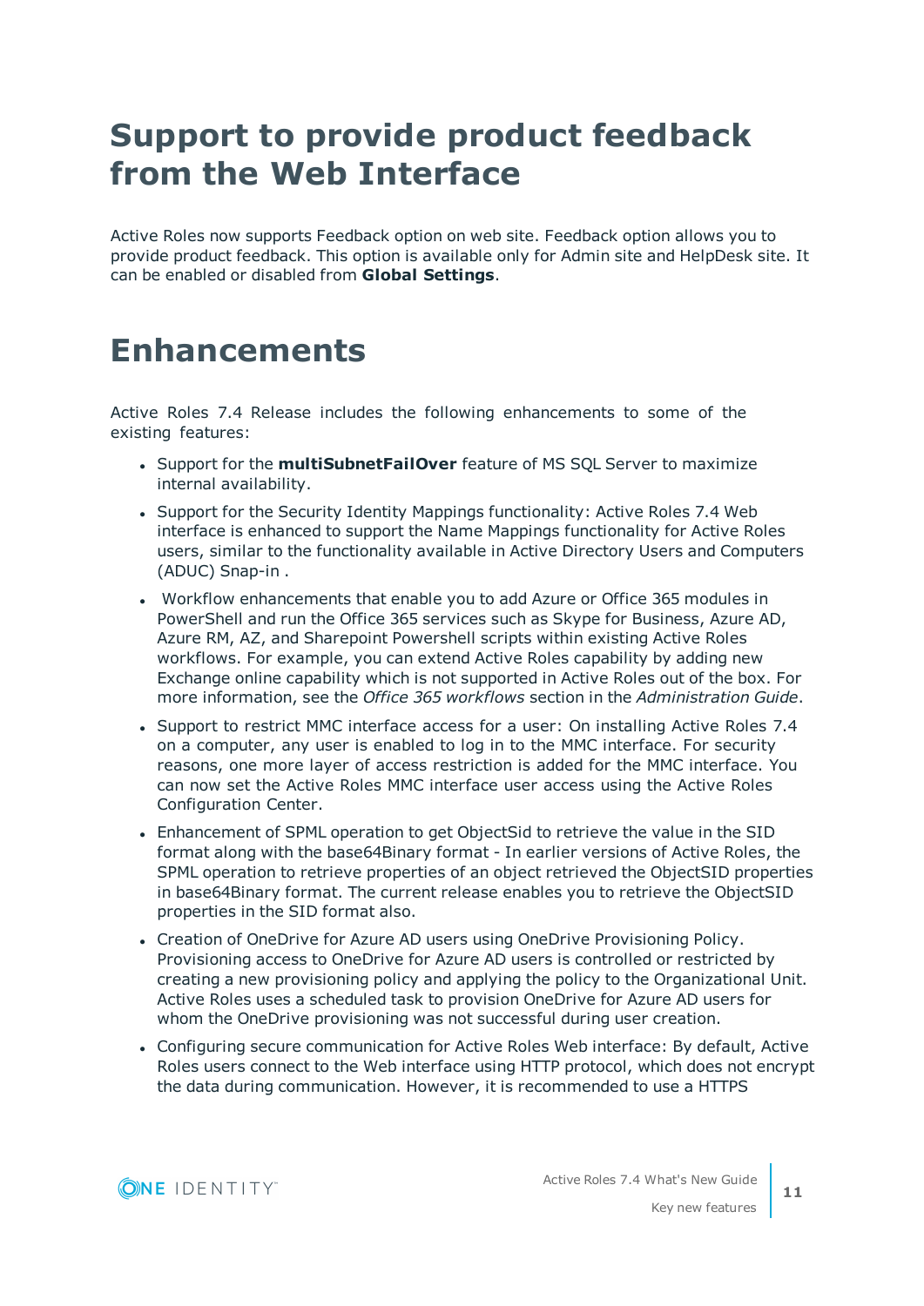# Support to provide product feedback from the Web Interface

Active Roles now supports Feedback option on web site. Feedback option allows you to provide product feedback. This option is available only for Admin site and HelpDesk site. It can be enabled or disabled from **Global Settings**.

# Enhancements

Active Roles 7.4 Release includes the following enhancements to some of the existing features:

- Support for the **multiSubnetFailOver** feature of MS SQL Server to maximize internal availability.
- Support for the Security Identity Mappings functionality: Active Roles 7.4 Web interface is enhanced to support the Name Mappings functionality for Active Roles users, similar to the functionality available in Active Directory Users and Computers (ADUC) Snap-in .
- Workflow enhancements that enable you to add Azure or Office 365 modules in PowerShell and run the Office 365 services such as Skype for Business, Azure AD, Azure RM, AZ, and Sharepoint Powershell scripts within existing Active Roles workflows. For example, you can extend Active Roles capability by adding new Exchange online capability which is not supported in Active Roles out of the box. For more information, see the *Office 365 workflows* section in the *Administration Guide*.
- Support to restrict MMC interface access for a user: On installing Active Roles 7.4 on a computer, any user is enabled to log in to the MMC interface. For security reasons, one more layer of access restriction is added for the MMC interface. You can now set the Active Roles MMC interface user access using the Active Roles Configuration Center.
- Enhancement of SPML operation to get ObjectSid to retrieve the value in the SID format along with the base64Binary format - In earlier versions of Active Roles, the SPML operation to retrieve properties of an object retrieved the ObjectSID properties in base64Binary format. The current release enables you to retrieve the ObjectSID properties in the SID format also.
- Creation of OneDrive for Azure AD users using OneDrive Provisioning Policy. Provisioning access to OneDrive for Azure AD users is controlled or restricted by creating a new provisioning policy and applying the policy to the Organizational Unit. Active Roles uses a scheduled task to provision OneDrive for Azure AD users for whom the OneDrive provisioning was not successful during user creation.
- Configuring secure communication for Active Roles Web interface: By default, Active Roles users connect to the Web interface using HTTP protocol, which does not encrypt the data during communication. However, it is recommended to use a HTTPS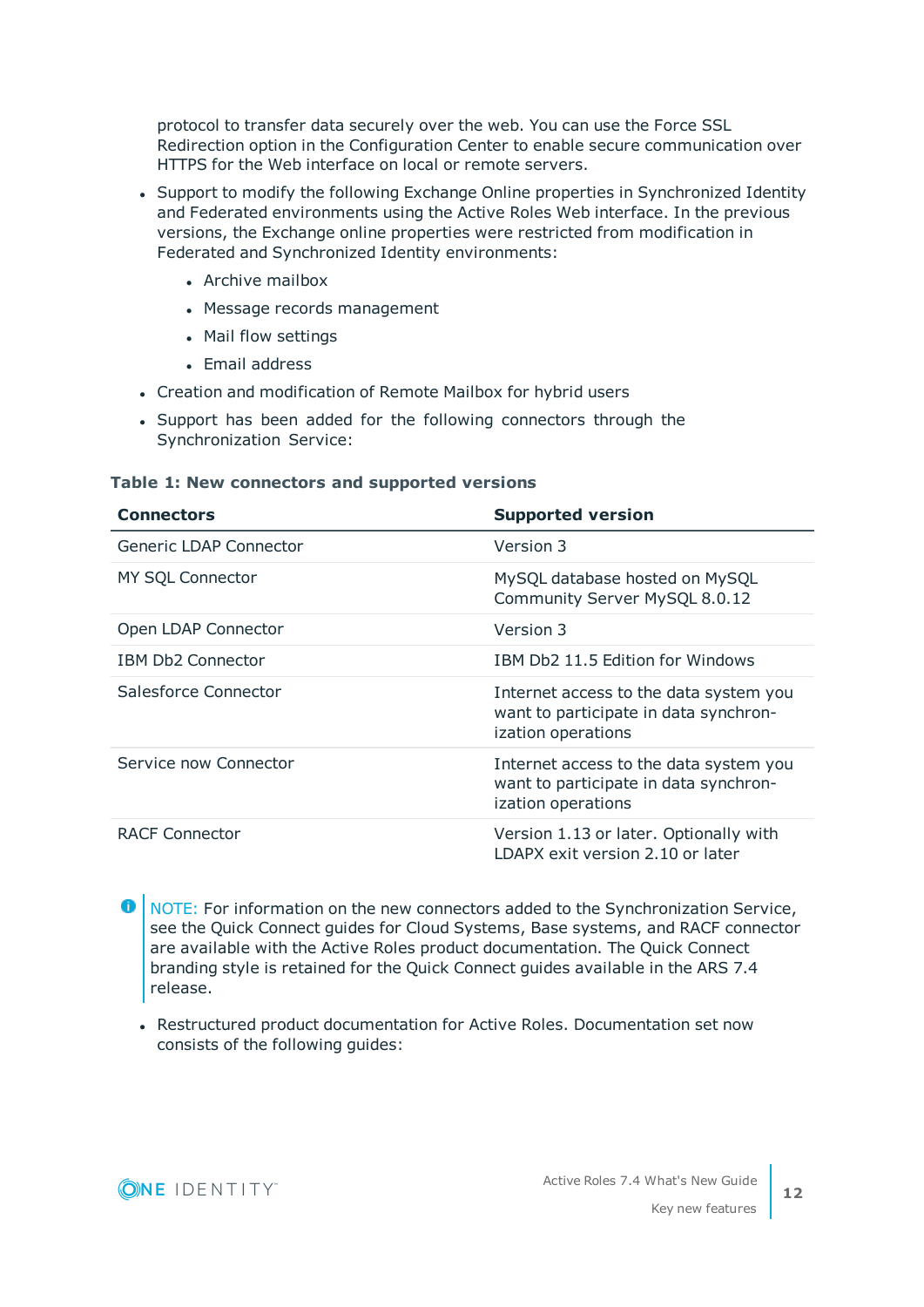protocol to transfer data securely over the web. You can use the Force SSL Redirection option in the Configuration Center to enable secure communication over HTTPS for the Web interface on local or remote servers.

- Support to modify the following Exchange Online properties in Synchronized Identity and Federated environments using the Active Roles Web interface. In the previous versions, the Exchange online properties were restricted from modification in Federated and Synchronized Identity environments:
  - Archive mailbox
  - Message records management
  - Mail flow settings
  - Email address
- Creation and modification of Remote Mailbox for hybrid users
- Support has been added for the following connectors through the Synchronization Service:

**Table 1: New connectors and supported versions**

| Connectors | Supported version |
|---|---|
| Generic LDAP Connector | Version 3 |
| MY SQL Connector | MySQL database hosted on MySQL Community Server MySQL 8.0.12 |
| Open LDAP Connector | Version 3 |
| IBM Db2 Connector | IBM Db2 11.5 Edition for Windows |
| Salesforce Connector | Internet access to the data system you want to participate in data synchronization operations |
| Service now Connector | Internet access to the data system you want to participate in data synchronization operations |
| RACF Connector | Version 1.13 or later. Optionally with LDAPX exit version 2.10 or later |

NOTE: For information on the new connectors added to the Synchronization Service, see the Quick Connect guides for Cloud Systems, Base systems, and RACF connector are available with the Active Roles product documentation. The Quick Connect branding style is retained for the Quick Connect guides available in the ARS 7.4 release.

- Restructured product documentation for Active Roles. Documentation set now consists of the following guides: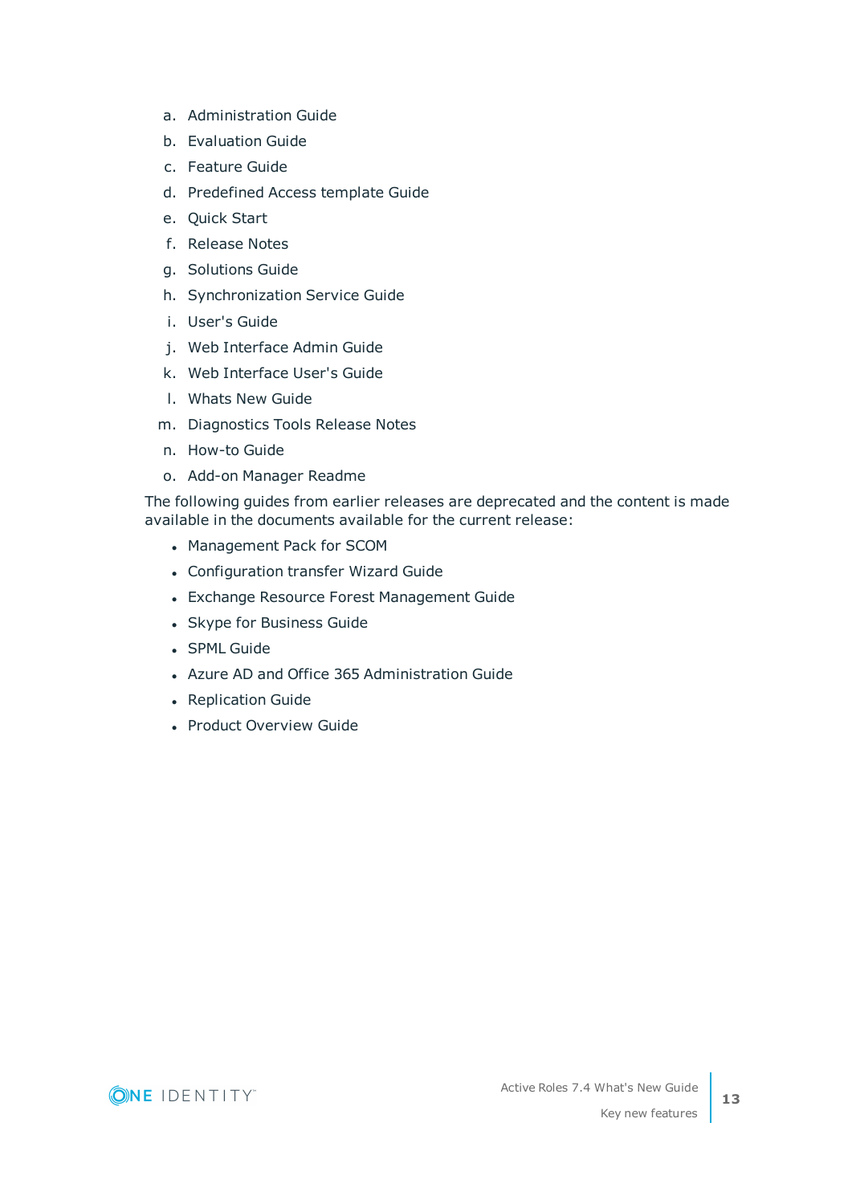a. Administration Guide
b. Evaluation Guide
c. Feature Guide
d. Predefined Access template Guide
e. Quick Start
f. Release Notes
g. Solutions Guide
h. Synchronization Service Guide
i. User's Guide
j. Web Interface Admin Guide
k. Web Interface User's Guide
l. Whats New Guide
m. Diagnostics Tools Release Notes
n. How-to Guide
o. Add-on Manager Readme

The following guides from earlier releases are deprecated and the content is made available in the documents available for the current release:

- Management Pack for SCOM
- Configuration transfer Wizard Guide
- Exchange Resource Forest Management Guide
- Skype for Business Guide
- SPML Guide
- Azure AD and Office 365 Administration Guide
- Replication Guide
- Product Overview Guide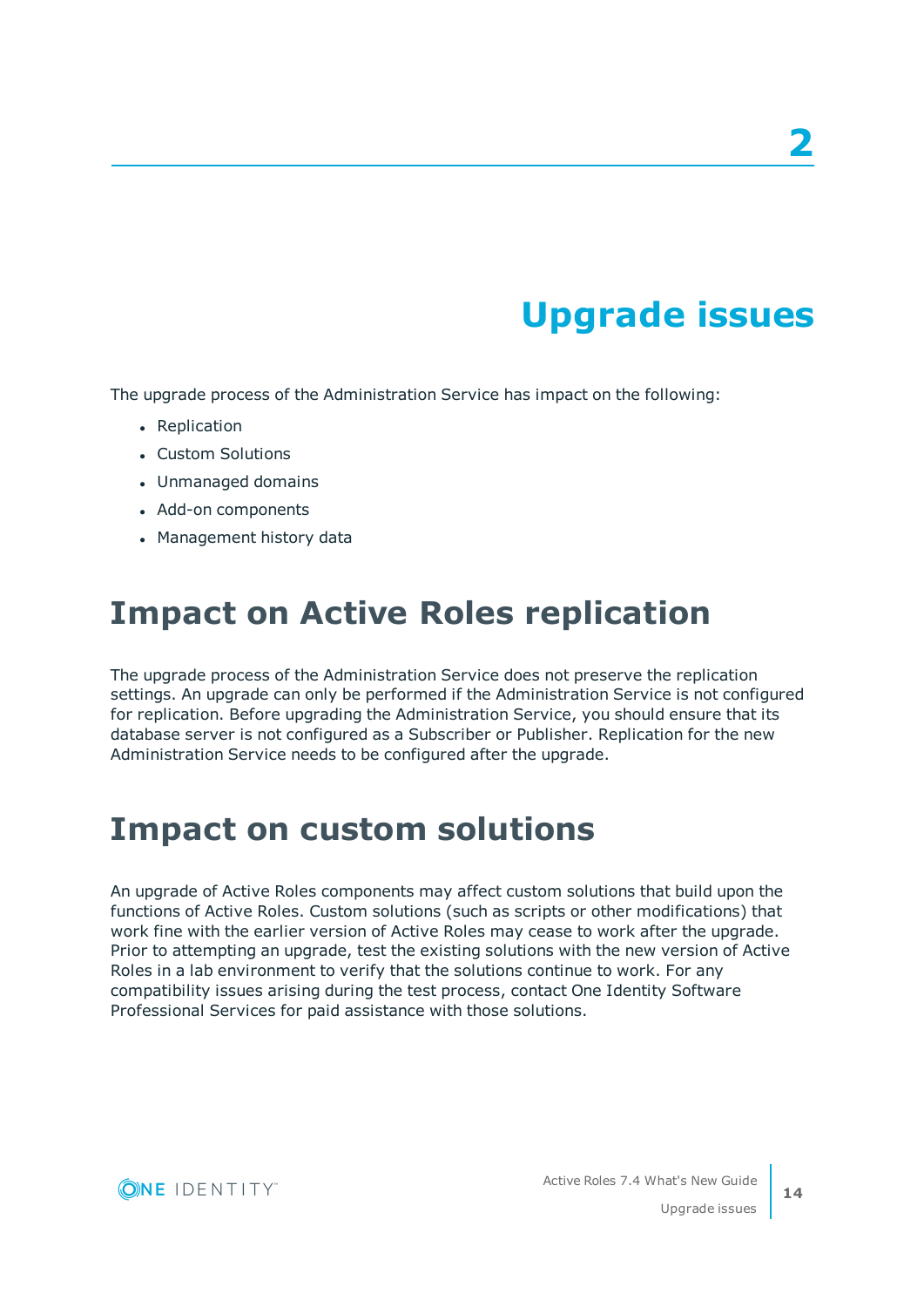# 2 Upgrade issues

The upgrade process of the Administration Service has impact on the following:

- Replication
- Custom Solutions
- Unmanaged domains
- Add-on components
- Management history data

## Impact on Active Roles replication

The upgrade process of the Administration Service does not preserve the replication settings. An upgrade can only be performed if the Administration Service is not configured for replication. Before upgrading the Administration Service, you should ensure that its database server is not configured as a Subscriber or Publisher. Replication for the new Administration Service needs to be configured after the upgrade.

## Impact on custom solutions

An upgrade of Active Roles components may affect custom solutions that build upon the functions of Active Roles. Custom solutions (such as scripts or other modifications) that work fine with the earlier version of Active Roles may cease to work after the upgrade. Prior to attempting an upgrade, test the existing solutions with the new version of Active Roles in a lab environment to verify that the solutions continue to work. For any compatibility issues arising during the test process, contact One Identity Software Professional Services for paid assistance with those solutions.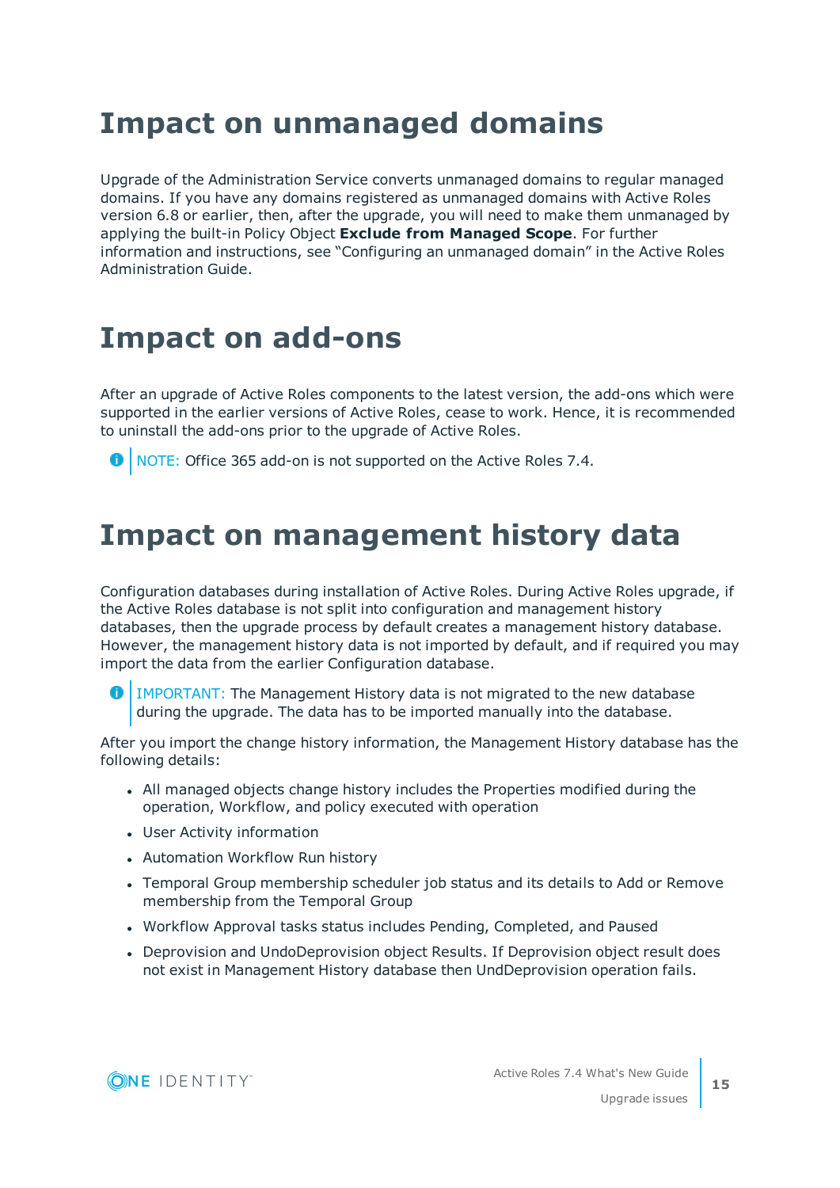# Impact on unmanaged domains

Upgrade of the Administration Service converts unmanaged domains to regular managed domains. If you have any domains registered as unmanaged domains with Active Roles version 6.8 or earlier, then, after the upgrade, you will need to make them unmanaged by applying the built-in Policy Object **Exclude from Managed Scope**. For further information and instructions, see "Configuring an unmanaged domain" in the Active Roles Administration Guide.

# Impact on add-ons

After an upgrade of Active Roles components to the latest version, the add-ons which were supported in the earlier versions of Active Roles, cease to work. Hence, it is recommended to uninstall the add-ons prior to the upgrade of Active Roles.

NOTE: Office 365 add-on is not supported on the Active Roles 7.4.

# Impact on management history data

Configuration databases during installation of Active Roles. During Active Roles upgrade, if the Active Roles database is not split into configuration and management history databases, then the upgrade process by default creates a management history database. However, the management history data is not imported by default, and if required you may import the data from the earlier Configuration database.

IMPORTANT: The Management History data is not migrated to the new database during the upgrade. The data has to be imported manually into the database.

After you import the change history information, the Management History database has the following details:

- All managed objects change history includes the Properties modified during the operation, Workflow, and policy executed with operation
- User Activity information
- Automation Workflow Run history
- Temporal Group membership scheduler job status and its details to Add or Remove membership from the Temporal Group
- Workflow Approval tasks status includes Pending, Completed, and Paused
- Deprovision and UndoDeprovision object Results. If Deprovision object result does not exist in Management History database then UndDeprovision operation fails.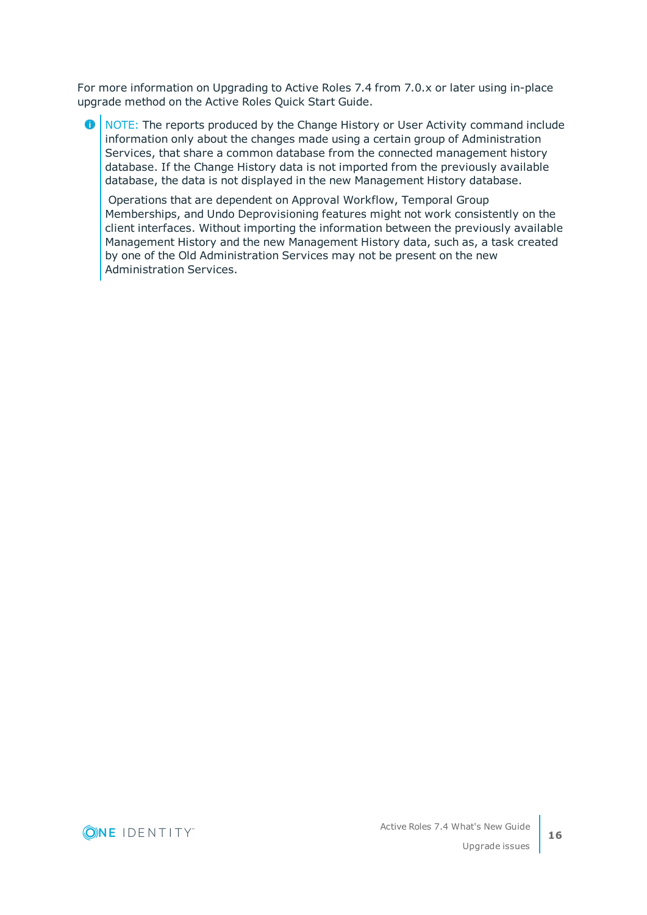For more information on Upgrading to Active Roles 7.4 from 7.0.x or later using in-place upgrade method on the Active Roles Quick Start Guide.

> **NOTE:** The reports produced by the Change History or User Activity command include information only about the changes made using a certain group of Administration Services, that share a common database from the connected management history database. If the Change History data is not imported from the previously available database, the data is not displayed in the new Management History database.
>
> Operations that are dependent on Approval Workflow, Temporal Group Memberships, and Undo Deprovisioning features might not work consistently on the client interfaces. Without importing the information between the previously available Management History and the new Management History data, such as, a task created by one of the Old Administration Services may not be present on the new Administration Services.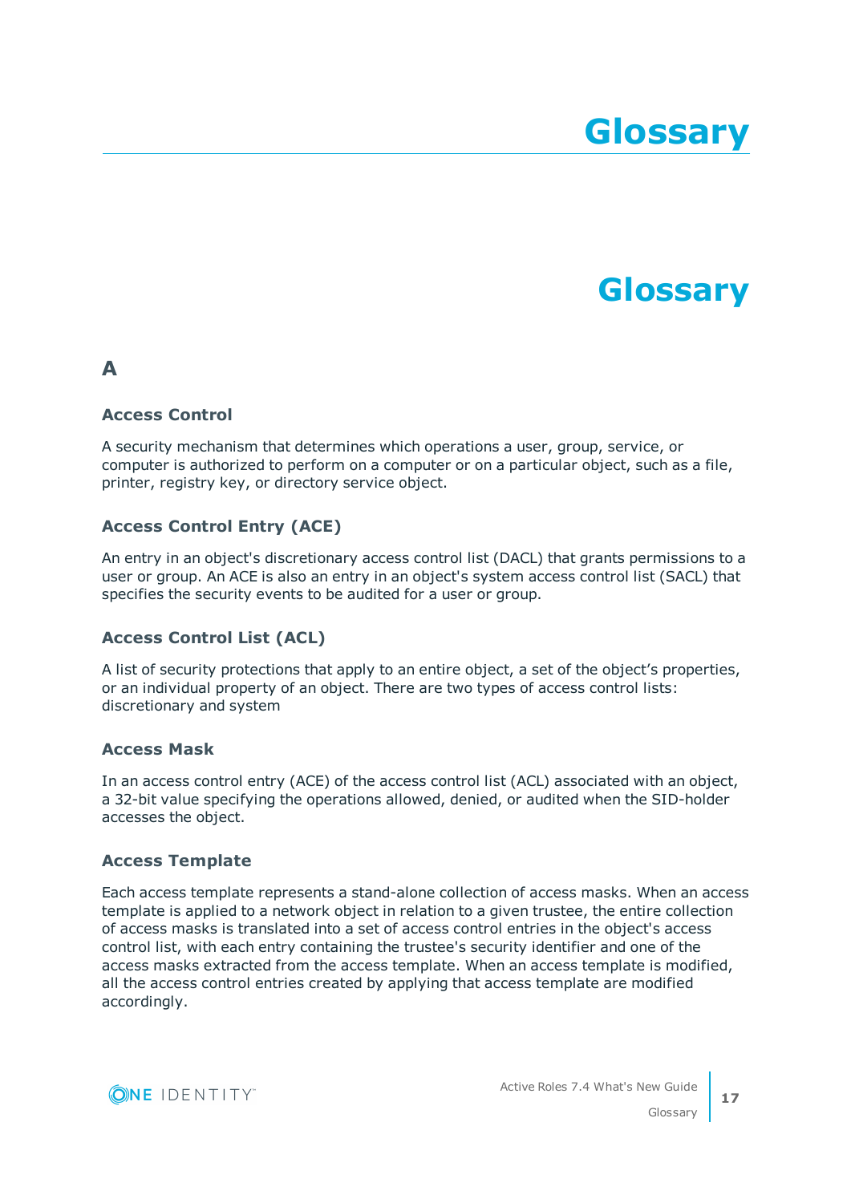# Glossary

# Glossary

## A

### Access Control

A security mechanism that determines which operations a user, group, service, or computer is authorized to perform on a computer or on a particular object, such as a file, printer, registry key, or directory service object.

### Access Control Entry (ACE)

An entry in an object's discretionary access control list (DACL) that grants permissions to a user or group. An ACE is also an entry in an object's system access control list (SACL) that specifies the security events to be audited for a user or group.

### Access Control List (ACL)

A list of security protections that apply to an entire object, a set of the object’s properties, or an individual property of an object. There are two types of access control lists: discretionary and system

### Access Mask

In an access control entry (ACE) of the access control list (ACL) associated with an object, a 32-bit value specifying the operations allowed, denied, or audited when the SID-holder accesses the object.

### Access Template

Each access template represents a stand-alone collection of access masks. When an access template is applied to a network object in relation to a given trustee, the entire collection of access masks is translated into a set of access control entries in the object's access control list, with each entry containing the trustee's security identifier and one of the access masks extracted from the access template. When an access template is modified, all the access control entries created by applying that access template are modified accordingly.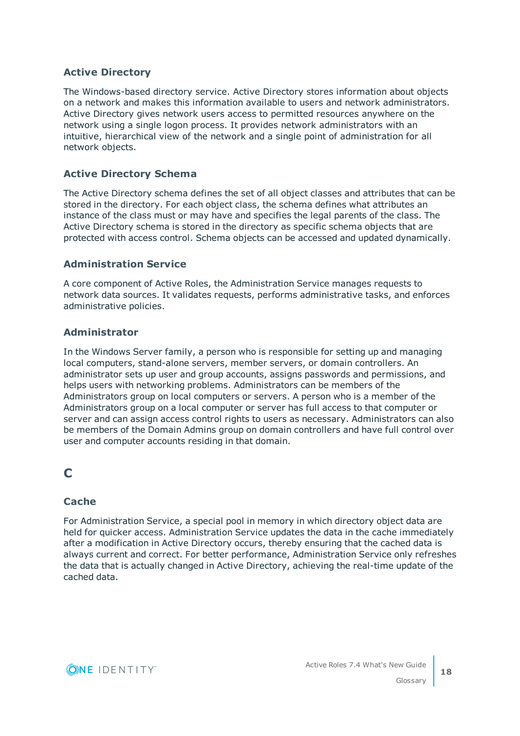### Active Directory

The Windows-based directory service. Active Directory stores information about objects on a network and makes this information available to users and network administrators. Active Directory gives network users access to permitted resources anywhere on the network using a single logon process. It provides network administrators with an intuitive, hierarchical view of the network and a single point of administration for all network objects.

### Active Directory Schema

The Active Directory schema defines the set of all object classes and attributes that can be stored in the directory. For each object class, the schema defines what attributes an instance of the class must or may have and specifies the legal parents of the class. The Active Directory schema is stored in the directory as specific schema objects that are protected with access control. Schema objects can be accessed and updated dynamically.

### Administration Service

A core component of Active Roles, the Administration Service manages requests to network data sources. It validates requests, performs administrative tasks, and enforces administrative policies.

### Administrator

In the Windows Server family, a person who is responsible for setting up and managing local computers, stand-alone servers, member servers, or domain controllers. An administrator sets up user and group accounts, assigns passwords and permissions, and helps users with networking problems. Administrators can be members of the Administrators group on local computers or servers. A person who is a member of the Administrators group on a local computer or server has full access to that computer or server and can assign access control rights to users as necessary. Administrators can also be members of the Domain Admins group on domain controllers and have full control over user and computer accounts residing in that domain.

## C

### Cache

For Administration Service, a special pool in memory in which directory object data are held for quicker access. Administration Service updates the data in the cache immediately after a modification in Active Directory occurs, thereby ensuring that the cached data is always current and correct. For better performance, Administration Service only refreshes the data that is actually changed in Active Directory, achieving the real-time update of the cached data.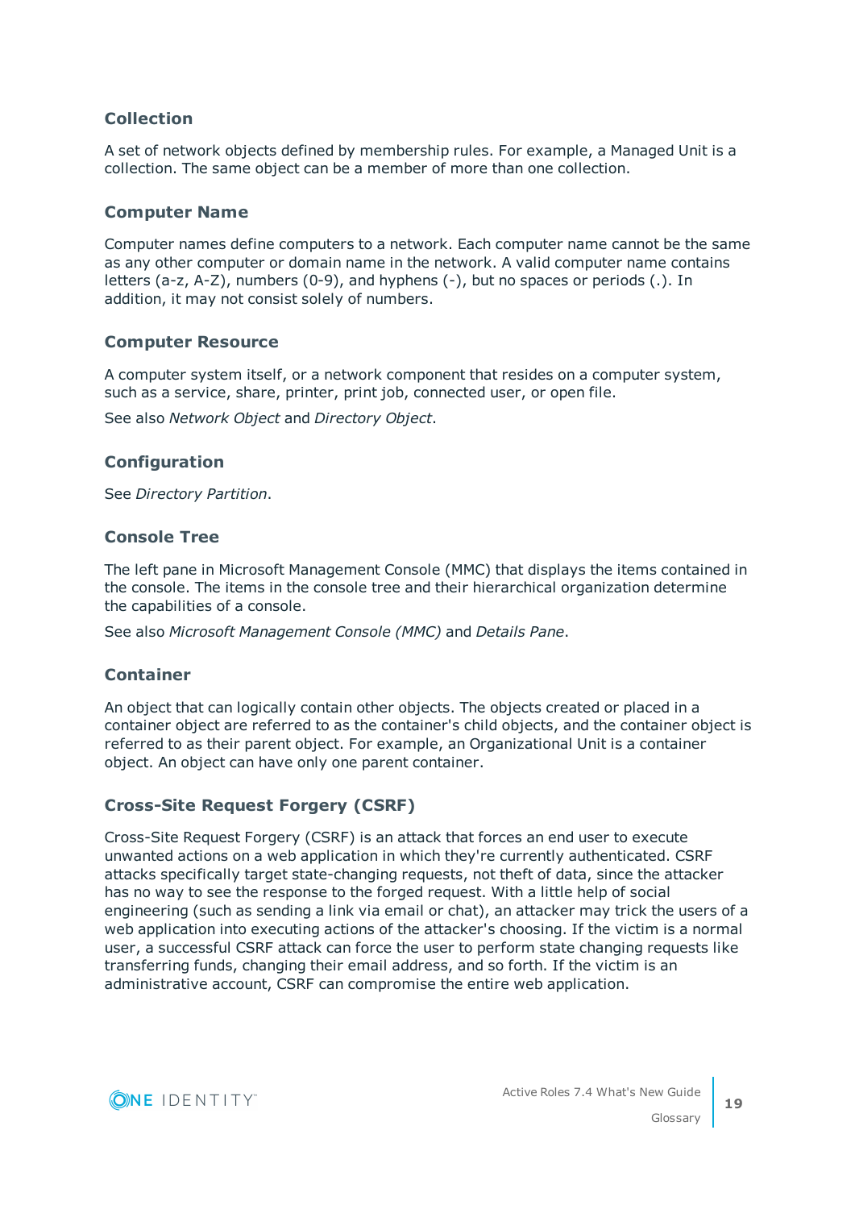### Collection

A set of network objects defined by membership rules. For example, a Managed Unit is a collection. The same object can be a member of more than one collection.

### Computer Name

Computer names define computers to a network. Each computer name cannot be the same as any other computer or domain name in the network. A valid computer name contains letters (a-z, A-Z), numbers (0-9), and hyphens (-), but no spaces or periods (.). In addition, it may not consist solely of numbers.

### Computer Resource

A computer system itself, or a network component that resides on a computer system, such as a service, share, printer, print job, connected user, or open file.

See also *Network Object* and *Directory Object*.

### Configuration

See *Directory Partition*.

### Console Tree

The left pane in Microsoft Management Console (MMC) that displays the items contained in the console. The items in the console tree and their hierarchical organization determine the capabilities of a console.

See also *Microsoft Management Console (MMC)* and *Details Pane*.

### Container

An object that can logically contain other objects. The objects created or placed in a container object are referred to as the container's child objects, and the container object is referred to as their parent object. For example, an Organizational Unit is a container object. An object can have only one parent container.

### Cross-Site Request Forgery (CSRF)

Cross-Site Request Forgery (CSRF) is an attack that forces an end user to execute unwanted actions on a web application in which they're currently authenticated. CSRF attacks specifically target state-changing requests, not theft of data, since the attacker has no way to see the response to the forged request. With a little help of social engineering (such as sending a link via email or chat), an attacker may trick the users of a web application into executing actions of the attacker's choosing. If the victim is a normal user, a successful CSRF attack can force the user to perform state changing requests like transferring funds, changing their email address, and so forth. If the victim is an administrative account, CSRF can compromise the entire web application.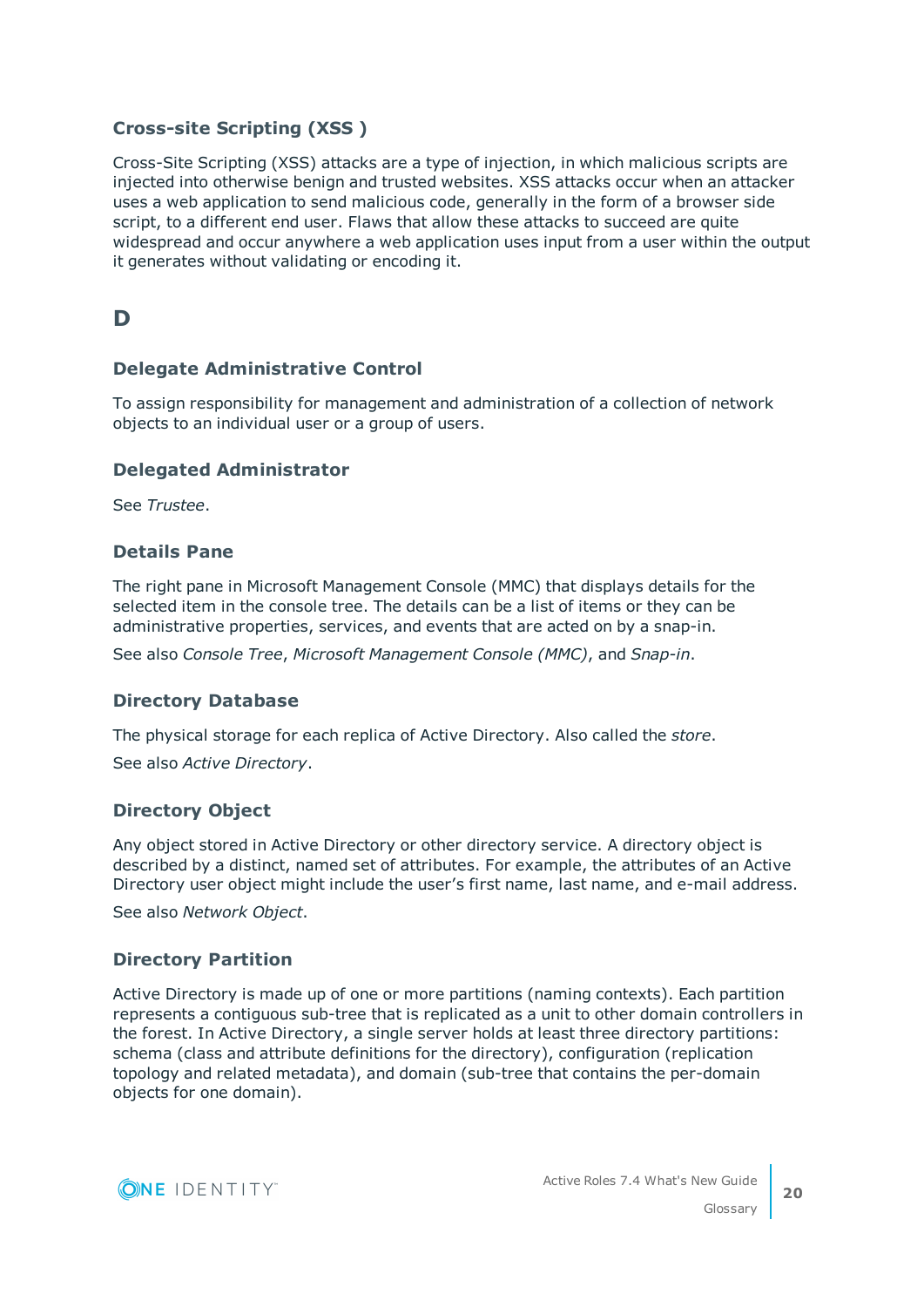### Cross-site Scripting (XSS )

Cross-Site Scripting (XSS) attacks are a type of injection, in which malicious scripts are injected into otherwise benign and trusted websites. XSS attacks occur when an attacker uses a web application to send malicious code, generally in the form of a browser side script, to a different end user. Flaws that allow these attacks to succeed are quite widespread and occur anywhere a web application uses input from a user within the output it generates without validating or encoding it.

## D

### Delegate Administrative Control

To assign responsibility for management and administration of a collection of network objects to an individual user or a group of users.

### Delegated Administrator

See *Trustee*.

### Details Pane

The right pane in Microsoft Management Console (MMC) that displays details for the selected item in the console tree. The details can be a list of items or they can be administrative properties, services, and events that are acted on by a snap-in.

See also *Console Tree*, *Microsoft Management Console (MMC)*, and *Snap-in*.

### Directory Database

The physical storage for each replica of Active Directory. Also called the *store*.

See also *Active Directory*.

### Directory Object

Any object stored in Active Directory or other directory service. A directory object is described by a distinct, named set of attributes. For example, the attributes of an Active Directory user object might include the user's first name, last name, and e-mail address.

See also *Network Object*.

### Directory Partition

Active Directory is made up of one or more partitions (naming contexts). Each partition represents a contiguous sub-tree that is replicated as a unit to other domain controllers in the forest. In Active Directory, a single server holds at least three directory partitions: schema (class and attribute definitions for the directory), configuration (replication topology and related metadata), and domain (sub-tree that contains the per-domain objects for one domain).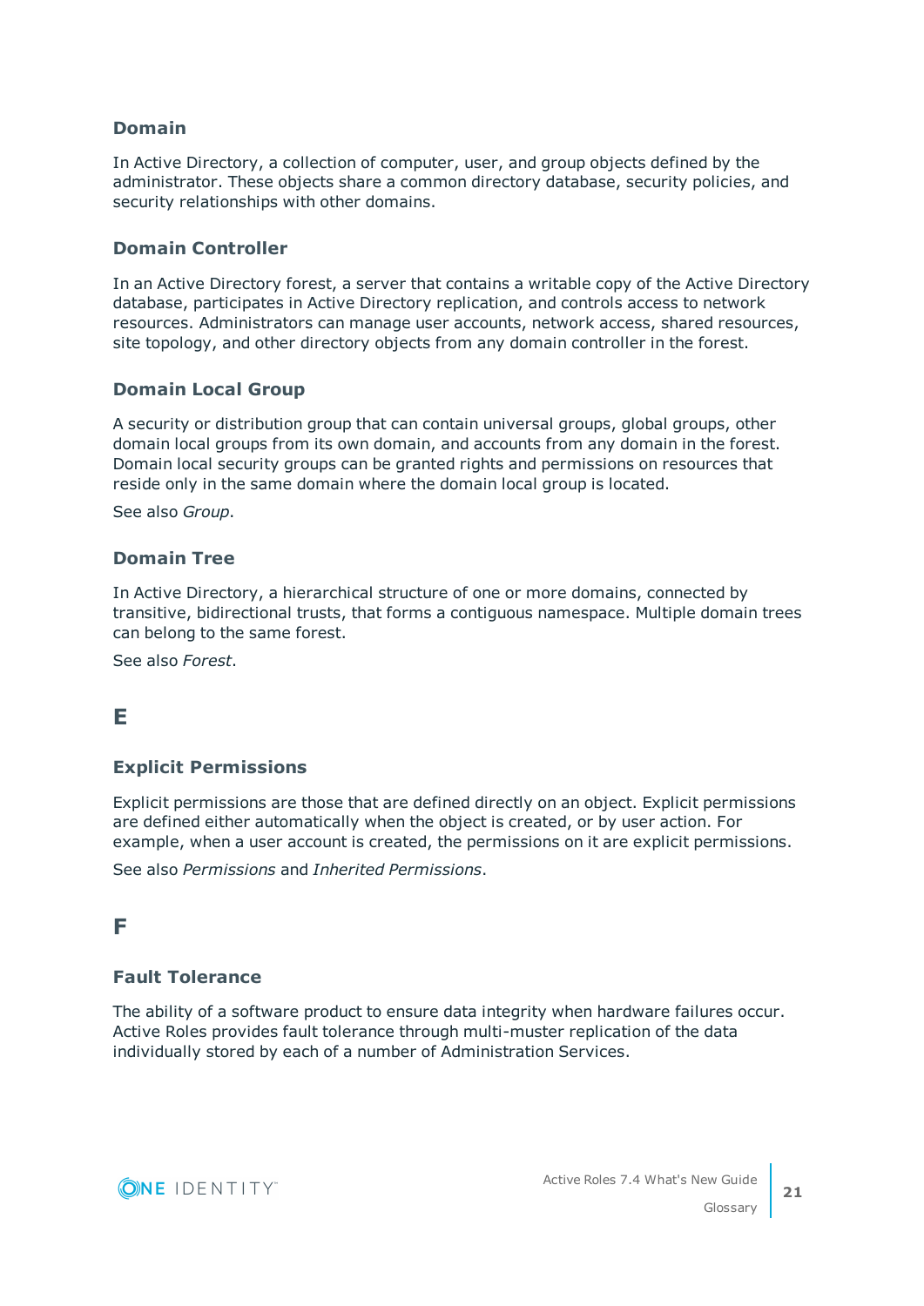### Domain

In Active Directory, a collection of computer, user, and group objects defined by the administrator. These objects share a common directory database, security policies, and security relationships with other domains.

### Domain Controller

In an Active Directory forest, a server that contains a writable copy of the Active Directory database, participates in Active Directory replication, and controls access to network resources. Administrators can manage user accounts, network access, shared resources, site topology, and other directory objects from any domain controller in the forest.

### Domain Local Group

A security or distribution group that can contain universal groups, global groups, other domain local groups from its own domain, and accounts from any domain in the forest. Domain local security groups can be granted rights and permissions on resources that reside only in the same domain where the domain local group is located.

See also *Group*.

### Domain Tree

In Active Directory, a hierarchical structure of one or more domains, connected by transitive, bidirectional trusts, that forms a contiguous namespace. Multiple domain trees can belong to the same forest.

See also *Forest*.

## E

### Explicit Permissions

Explicit permissions are those that are defined directly on an object. Explicit permissions are defined either automatically when the object is created, or by user action. For example, when a user account is created, the permissions on it are explicit permissions.

See also *Permissions* and *Inherited Permissions*.

## F

### Fault Tolerance

The ability of a software product to ensure data integrity when hardware failures occur. Active Roles provides fault tolerance through multi-muster replication of the data individually stored by each of a number of Administration Services.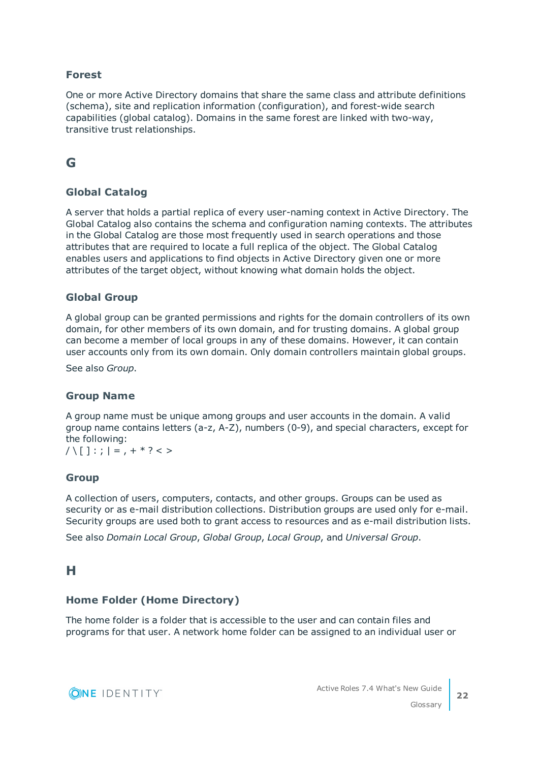### Forest

One or more Active Directory domains that share the same class and attribute definitions (schema), site and replication information (configuration), and forest-wide search capabilities (global catalog). Domains in the same forest are linked with two-way, transitive trust relationships.

## G

### Global Catalog

A server that holds a partial replica of every user-naming context in Active Directory. The Global Catalog also contains the schema and configuration naming contexts. The attributes in the Global Catalog are those most frequently used in search operations and those attributes that are required to locate a full replica of the object. The Global Catalog enables users and applications to find objects in Active Directory given one or more attributes of the target object, without knowing what domain holds the object.

### Global Group

A global group can be granted permissions and rights for the domain controllers of its own domain, for other members of its own domain, and for trusting domains. A global group can become a member of local groups in any of these domains. However, it can contain user accounts only from its own domain. Only domain controllers maintain global groups.

See also *Group*.

### Group Name

A group name must be unique among groups and user accounts in the domain. A valid group name contains letters (a-z, A-Z), numbers (0-9), and special characters, except for the following:
/ \ [ ] : ; | = , + * ? < >

### Group

A collection of users, computers, contacts, and other groups. Groups can be used as security or as e-mail distribution collections. Distribution groups are used only for e-mail. Security groups are used both to grant access to resources and as e-mail distribution lists.

See also *Domain Local Group*, *Global Group*, *Local Group*, and *Universal Group*.

## H

### Home Folder (Home Directory)

The home folder is a folder that is accessible to the user and can contain files and programs for that user. A network home folder can be assigned to an individual user or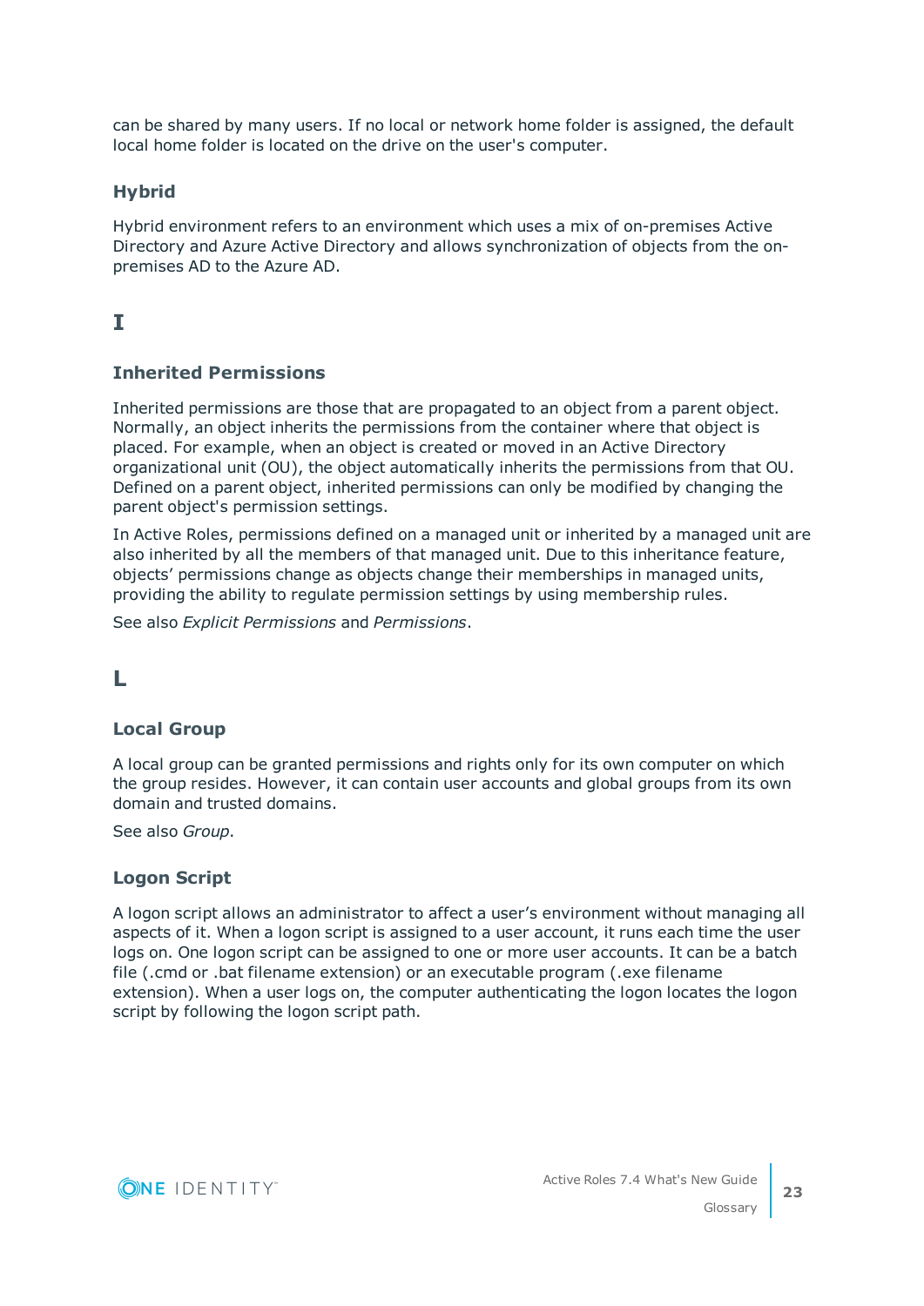can be shared by many users. If no local or network home folder is assigned, the default local home folder is located on the drive on the user's computer.

### Hybrid

Hybrid environment refers to an environment which uses a mix of on-premises Active Directory and Azure Active Directory and allows synchronization of objects from the on-premises AD to the Azure AD.

## I

### Inherited Permissions

Inherited permissions are those that are propagated to an object from a parent object. Normally, an object inherits the permissions from the container where that object is placed. For example, when an object is created or moved in an Active Directory organizational unit (OU), the object automatically inherits the permissions from that OU. Defined on a parent object, inherited permissions can only be modified by changing the parent object's permission settings.

In Active Roles, permissions defined on a managed unit or inherited by a managed unit are also inherited by all the members of that managed unit. Due to this inheritance feature, objects' permissions change as objects change their memberships in managed units, providing the ability to regulate permission settings by using membership rules.

See also *Explicit Permissions* and *Permissions*.

## L

### Local Group

A local group can be granted permissions and rights only for its own computer on which the group resides. However, it can contain user accounts and global groups from its own domain and trusted domains.

See also *Group*.

### Logon Script

A logon script allows an administrator to affect a user's environment without managing all aspects of it. When a logon script is assigned to a user account, it runs each time the user logs on. One logon script can be assigned to one or more user accounts. It can be a batch file (.cmd or .bat filename extension) or an executable program (.exe filename extension). When a user logs on, the computer authenticating the logon locates the logon script by following the logon script path.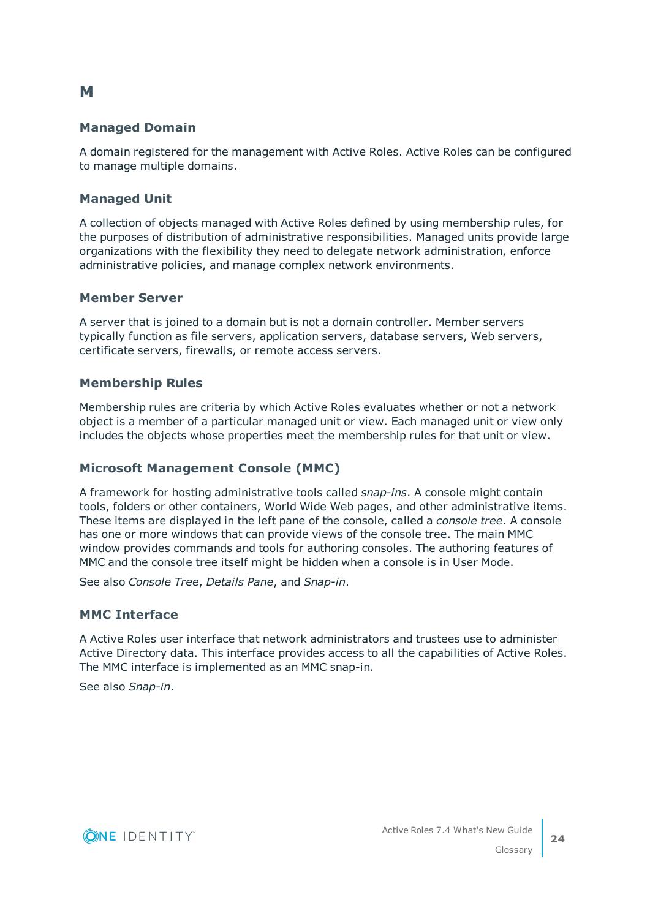# M

### Managed Domain

A domain registered for the management with Active Roles. Active Roles can be configured to manage multiple domains.

### Managed Unit

A collection of objects managed with Active Roles defined by using membership rules, for the purposes of distribution of administrative responsibilities. Managed units provide large organizations with the flexibility they need to delegate network administration, enforce administrative policies, and manage complex network environments.

### Member Server

A server that is joined to a domain but is not a domain controller. Member servers typically function as file servers, application servers, database servers, Web servers, certificate servers, firewalls, or remote access servers.

### Membership Rules

Membership rules are criteria by which Active Roles evaluates whether or not a network object is a member of a particular managed unit or view. Each managed unit or view only includes the objects whose properties meet the membership rules for that unit or view.

### Microsoft Management Console (MMC)

A framework for hosting administrative tools called *snap-ins*. A console might contain tools, folders or other containers, World Wide Web pages, and other administrative items. These items are displayed in the left pane of the console, called a *console tree*. A console has one or more windows that can provide views of the console tree. The main MMC window provides commands and tools for authoring consoles. The authoring features of MMC and the console tree itself might be hidden when a console is in User Mode.

See also *Console Tree*, *Details Pane*, and *Snap-in*.

### MMC Interface

A Active Roles user interface that network administrators and trustees use to administer Active Directory data. This interface provides access to all the capabilities of Active Roles. The MMC interface is implemented as an MMC snap-in.

See also *Snap-in*.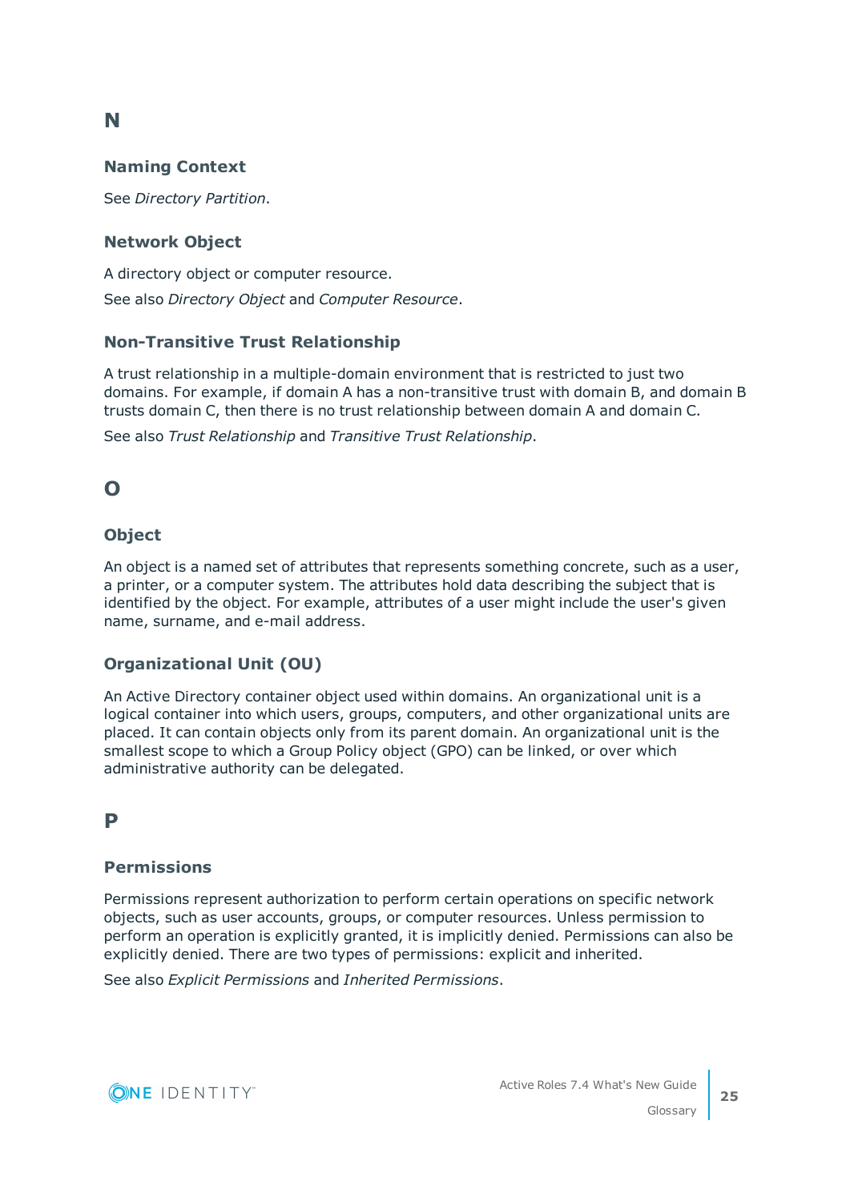# N

## Naming Context

See *Directory Partition*.

## Network Object

A directory object or computer resource.

See also *Directory Object* and *Computer Resource*.

## Non-Transitive Trust Relationship

A trust relationship in a multiple-domain environment that is restricted to just two domains. For example, if domain A has a non-transitive trust with domain B, and domain B trusts domain C, then there is no trust relationship between domain A and domain C.

See also *Trust Relationship* and *Transitive Trust Relationship*.

# O

## Object

An object is a named set of attributes that represents something concrete, such as a user, a printer, or a computer system. The attributes hold data describing the subject that is identified by the object. For example, attributes of a user might include the user's given name, surname, and e-mail address.

## Organizational Unit (OU)

An Active Directory container object used within domains. An organizational unit is a logical container into which users, groups, computers, and other organizational units are placed. It can contain objects only from its parent domain. An organizational unit is the smallest scope to which a Group Policy object (GPO) can be linked, or over which administrative authority can be delegated.

# P

## Permissions

Permissions represent authorization to perform certain operations on specific network objects, such as user accounts, groups, or computer resources. Unless permission to perform an operation is explicitly granted, it is implicitly denied. Permissions can also be explicitly denied. There are two types of permissions: explicit and inherited.

See also *Explicit Permissions* and *Inherited Permissions*.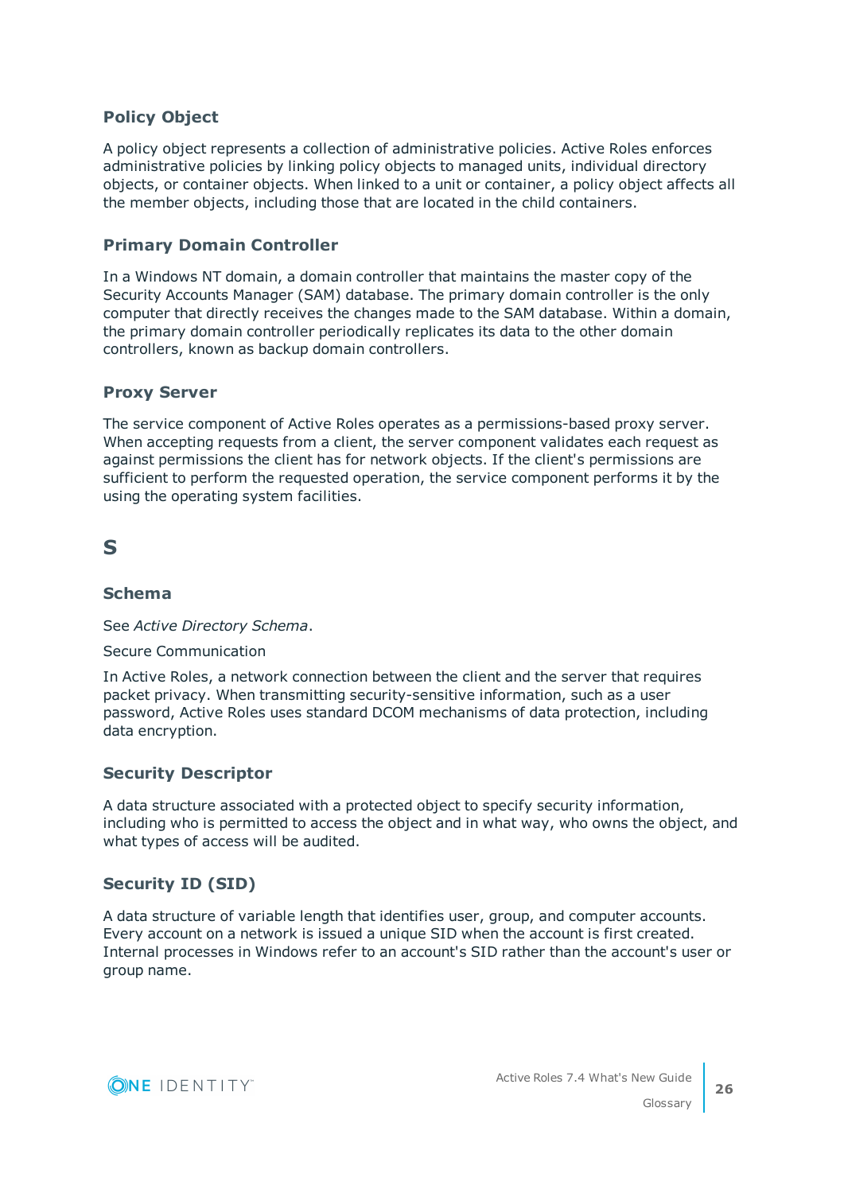### Policy Object

A policy object represents a collection of administrative policies. Active Roles enforces administrative policies by linking policy objects to managed units, individual directory objects, or container objects. When linked to a unit or container, a policy object affects all the member objects, including those that are located in the child containers.

### Primary Domain Controller

In a Windows NT domain, a domain controller that maintains the master copy of the Security Accounts Manager (SAM) database. The primary domain controller is the only computer that directly receives the changes made to the SAM database. Within a domain, the primary domain controller periodically replicates its data to the other domain controllers, known as backup domain controllers.

### Proxy Server

The service component of Active Roles operates as a permissions-based proxy server. When accepting requests from a client, the server component validates each request as against permissions the client has for network objects. If the client's permissions are sufficient to perform the requested operation, the service component performs it by the using the operating system facilities.

## S

### Schema

See *Active Directory Schema*.

Secure Communication

In Active Roles, a network connection between the client and the server that requires packet privacy. When transmitting security-sensitive information, such as a user password, Active Roles uses standard DCOM mechanisms of data protection, including data encryption.

### Security Descriptor

A data structure associated with a protected object to specify security information, including who is permitted to access the object and in what way, who owns the object, and what types of access will be audited.

### Security ID (SID)

A data structure of variable length that identifies user, group, and computer accounts. Every account on a network is issued a unique SID when the account is first created. Internal processes in Windows refer to an account's SID rather than the account's user or group name.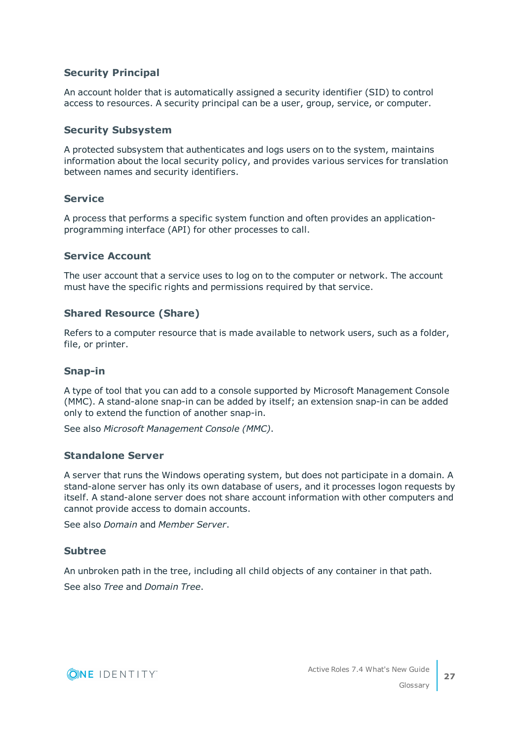### Security Principal

An account holder that is automatically assigned a security identifier (SID) to control access to resources. A security principal can be a user, group, service, or computer.

### Security Subsystem

A protected subsystem that authenticates and logs users on to the system, maintains information about the local security policy, and provides various services for translation between names and security identifiers.

### Service

A process that performs a specific system function and often provides an application-programming interface (API) for other processes to call.

### Service Account

The user account that a service uses to log on to the computer or network. The account must have the specific rights and permissions required by that service.

### Shared Resource (Share)

Refers to a computer resource that is made available to network users, such as a folder, file, or printer.

### Snap-in

A type of tool that you can add to a console supported by Microsoft Management Console (MMC). A stand-alone snap-in can be added by itself; an extension snap-in can be added only to extend the function of another snap-in.

See also *Microsoft Management Console (MMC)*.

### Standalone Server

A server that runs the Windows operating system, but does not participate in a domain. A stand-alone server has only its own database of users, and it processes logon requests by itself. A stand-alone server does not share account information with other computers and cannot provide access to domain accounts.

See also *Domain* and *Member Server*.

### Subtree

An unbroken path in the tree, including all child objects of any container in that path.

See also *Tree* and *Domain Tree*.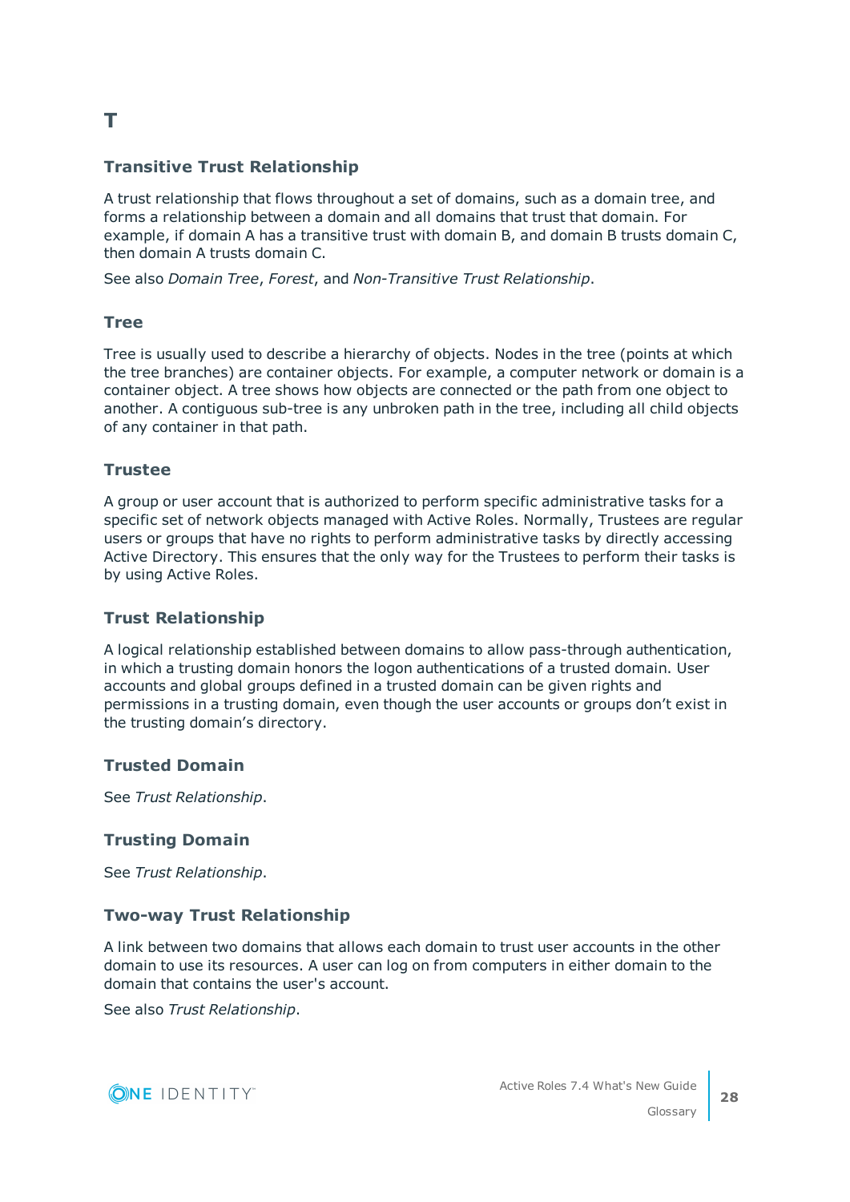# T

## Transitive Trust Relationship

A trust relationship that flows throughout a set of domains, such as a domain tree, and forms a relationship between a domain and all domains that trust that domain. For example, if domain A has a transitive trust with domain B, and domain B trusts domain C, then domain A trusts domain C.

See also *Domain Tree*, *Forest*, and *Non-Transitive Trust Relationship*.

## Tree

Tree is usually used to describe a hierarchy of objects. Nodes in the tree (points at which the tree branches) are container objects. For example, a computer network or domain is a container object. A tree shows how objects are connected or the path from one object to another. A contiguous sub-tree is any unbroken path in the tree, including all child objects of any container in that path.

## Trustee

A group or user account that is authorized to perform specific administrative tasks for a specific set of network objects managed with Active Roles. Normally, Trustees are regular users or groups that have no rights to perform administrative tasks by directly accessing Active Directory. This ensures that the only way for the Trustees to perform their tasks is by using Active Roles.

## Trust Relationship

A logical relationship established between domains to allow pass-through authentication, in which a trusting domain honors the logon authentications of a trusted domain. User accounts and global groups defined in a trusted domain can be given rights and permissions in a trusting domain, even though the user accounts or groups don't exist in the trusting domain's directory.

## Trusted Domain

See *Trust Relationship*.

## Trusting Domain

See *Trust Relationship*.

## Two-way Trust Relationship

A link between two domains that allows each domain to trust user accounts in the other domain to use its resources. A user can log on from computers in either domain to the domain that contains the user's account.

See also *Trust Relationship*.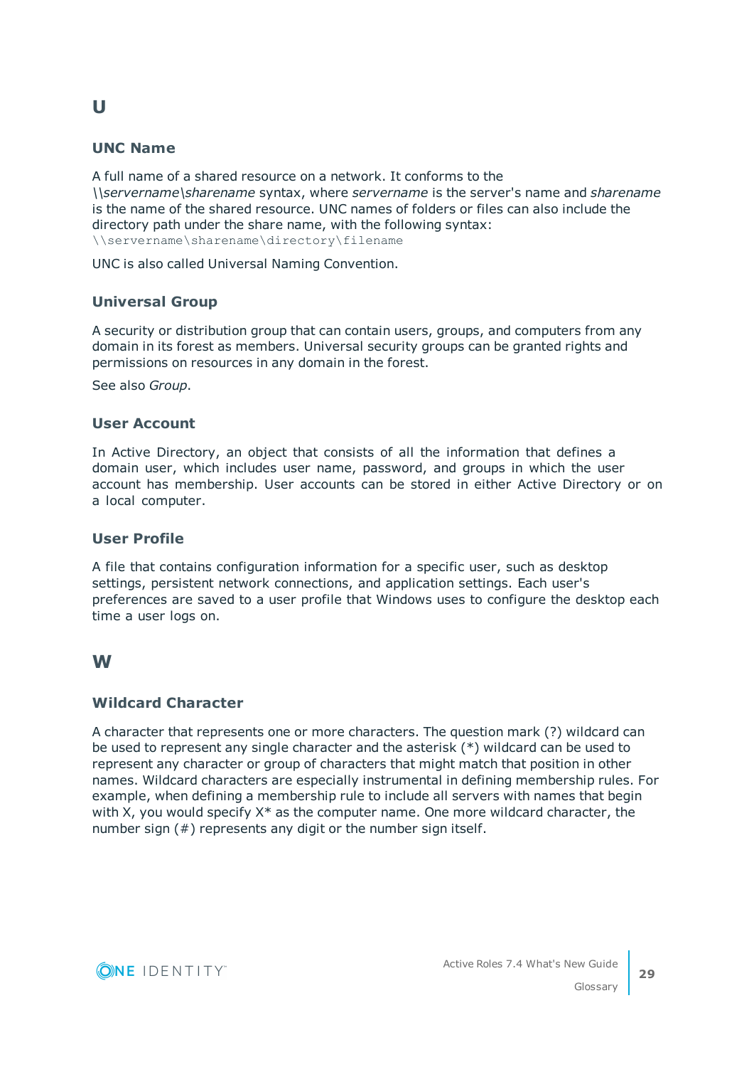## U

### UNC Name

A full name of a shared resource on a network. It conforms to the *\\servername\sharename* syntax, where *servername* is the server's name and *sharename* is the name of the shared resource. UNC names of folders or files can also include the directory path under the share name, with the following syntax:
`\\servername\sharename\directory\filename`

UNC is also called Universal Naming Convention.

### Universal Group

A security or distribution group that can contain users, groups, and computers from any domain in its forest as members. Universal security groups can be granted rights and permissions on resources in any domain in the forest.

See also *Group*.

### User Account

In Active Directory, an object that consists of all the information that defines a domain user, which includes user name, password, and groups in which the user account has membership. User accounts can be stored in either Active Directory or on a local computer.

### User Profile

A file that contains configuration information for a specific user, such as desktop settings, persistent network connections, and application settings. Each user's preferences are saved to a user profile that Windows uses to configure the desktop each time a user logs on.

## W

### Wildcard Character

A character that represents one or more characters. The question mark (?) wildcard can be used to represent any single character and the asterisk (*) wildcard can be used to represent any character or group of characters that might match that position in other names. Wildcard characters are especially instrumental in defining membership rules. For example, when defining a membership rule to include all servers with names that begin with X, you would specify X* as the computer name. One more wildcard character, the number sign (#) represents any digit or the number sign itself.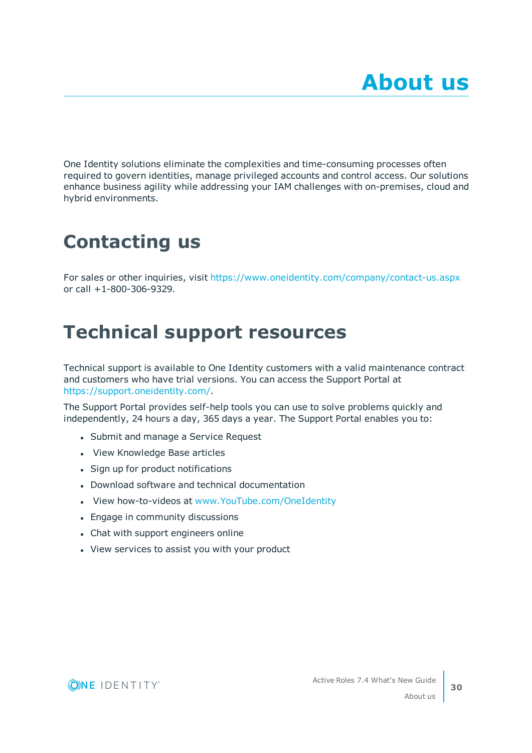# About us

One Identity solutions eliminate the complexities and time-consuming processes often required to govern identities, manage privileged accounts and control access. Our solutions enhance business agility while addressing your IAM challenges with on-premises, cloud and hybrid environments.

## Contacting us

For sales or other inquiries, visit https://www.oneidentity.com/company/contact-us.aspx or call +1-800-306-9329.

## Technical support resources

Technical support is available to One Identity customers with a valid maintenance contract and customers who have trial versions. You can access the Support Portal at https://support.oneidentity.com/.

The Support Portal provides self-help tools you can use to solve problems quickly and independently, 24 hours a day, 365 days a year. The Support Portal enables you to:

- Submit and manage a Service Request
- View Knowledge Base articles
- Sign up for product notifications
- Download software and technical documentation
- View how-to-videos at www.YouTube.com/OneIdentity
- Engage in community discussions
- Chat with support engineers online
- View services to assist you with your product